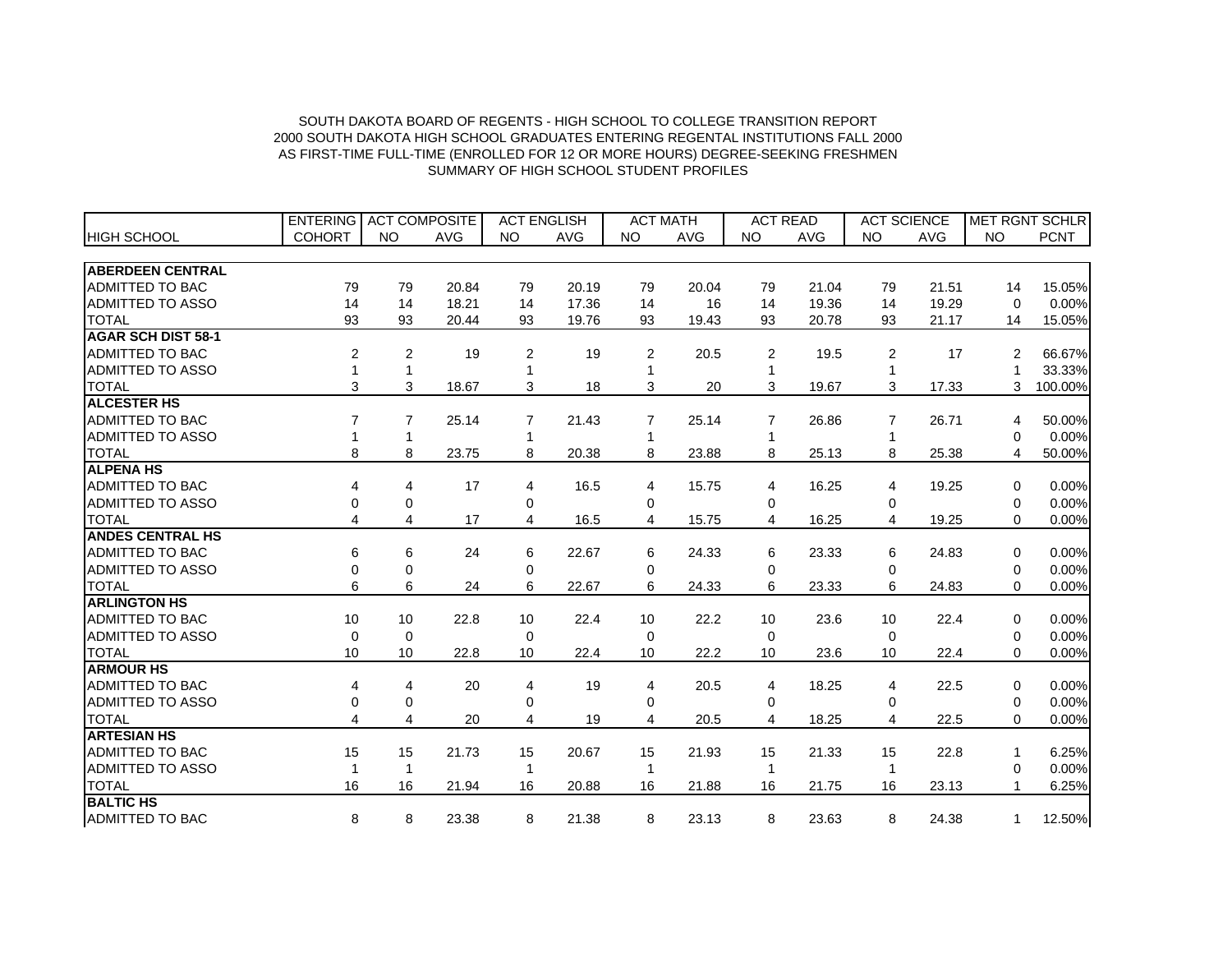SOUTH DAKOTA BOARD OF REGENTS - HIGH SCHOOL TO COLLEGE TRANSITION REPORT
2000 SOUTH DAKOTA HIGH SCHOOL GRADUATES ENTERING REGENTAL INSTITUTIONS FALL 2000
AS FIRST-TIME FULL-TIME (ENROLLED FOR 12 OR MORE HOURS) DEGREE-SEEKING FRESHMEN
SUMMARY OF HIGH SCHOOL STUDENT PROFILES

| | ENTERING | ACT COMPOSITE | | ACT ENGLISH | | ACT MATH | | ACT READ | | ACT SCIENCE | | MET RGNT SCHLR | |
|---|---|---|---|---|---|---|---|---|---|---|---|---|---|
| HIGH SCHOOL | COHORT | NO | AVG | NO | AVG | NO | AVG | NO | AVG | NO | AVG | NO | PCNT |
| **ABERDEEN CENTRAL** | | | | | | | | | | | | | |
| ADMITTED TO BAC | 79 | 79 | 20.84 | 79 | 20.19 | 79 | 20.04 | 79 | 21.04 | 79 | 21.51 | 14 | 15.05% |
| ADMITTED TO ASSO | 14 | 14 | 18.21 | 14 | 17.36 | 14 | 16 | 14 | 19.36 | 14 | 19.29 | 0 | 0.00% |
| TOTAL | 93 | 93 | 20.44 | 93 | 19.76 | 93 | 19.43 | 93 | 20.78 | 93 | 21.17 | 14 | 15.05% |
| **AGAR SCH DIST 58-1** | | | | | | | | | | | | | |
| ADMITTED TO BAC | 2 | 2 | 19 | 2 | 19 | 2 | 20.5 | 2 | 19.5 | 2 | 17 | 2 | 66.67% |
| ADMITTED TO ASSO | 1 | 1 | | 1 | | 1 | | 1 | | 1 | | 1 | 33.33% |
| TOTAL | 3 | 3 | 18.67 | 3 | 18 | 3 | 20 | 3 | 19.67 | 3 | 17.33 | 3 | 100.00% |
| **ALCESTER HS** | | | | | | | | | | | | | |
| ADMITTED TO BAC | 7 | 7 | 25.14 | 7 | 21.43 | 7 | 25.14 | 7 | 26.86 | 7 | 26.71 | 4 | 50.00% |
| ADMITTED TO ASSO | 1 | 1 | | 1 | | 1 | | 1 | | 1 | | 0 | 0.00% |
| TOTAL | 8 | 8 | 23.75 | 8 | 20.38 | 8 | 23.88 | 8 | 25.13 | 8 | 25.38 | 4 | 50.00% |
| **ALPENA HS** | | | | | | | | | | | | | |
| ADMITTED TO BAC | 4 | 4 | 17 | 4 | 16.5 | 4 | 15.75 | 4 | 16.25 | 4 | 19.25 | 0 | 0.00% |
| ADMITTED TO ASSO | 0 | 0 | | 0 | | 0 | | 0 | | 0 | | 0 | 0.00% |
| TOTAL | 4 | 4 | 17 | 4 | 16.5 | 4 | 15.75 | 4 | 16.25 | 4 | 19.25 | 0 | 0.00% |
| **ANDES CENTRAL HS** | | | | | | | | | | | | | |
| ADMITTED TO BAC | 6 | 6 | 24 | 6 | 22.67 | 6 | 24.33 | 6 | 23.33 | 6 | 24.83 | 0 | 0.00% |
| ADMITTED TO ASSO | 0 | 0 | | 0 | | 0 | | 0 | | 0 | | 0 | 0.00% |
| TOTAL | 6 | 6 | 24 | 6 | 22.67 | 6 | 24.33 | 6 | 23.33 | 6 | 24.83 | 0 | 0.00% |
| **ARLINGTON HS** | | | | | | | | | | | | | |
| ADMITTED TO BAC | 10 | 10 | 22.8 | 10 | 22.4 | 10 | 22.2 | 10 | 23.6 | 10 | 22.4 | 0 | 0.00% |
| ADMITTED TO ASSO | 0 | 0 | | 0 | | 0 | | 0 | | 0 | | 0 | 0.00% |
| TOTAL | 10 | 10 | 22.8 | 10 | 22.4 | 10 | 22.2 | 10 | 23.6 | 10 | 22.4 | 0 | 0.00% |
| **ARMOUR HS** | | | | | | | | | | | | | |
| ADMITTED TO BAC | 4 | 4 | 20 | 4 | 19 | 4 | 20.5 | 4 | 18.25 | 4 | 22.5 | 0 | 0.00% |
| ADMITTED TO ASSO | 0 | 0 | | 0 | | 0 | | 0 | | 0 | | 0 | 0.00% |
| TOTAL | 4 | 4 | 20 | 4 | 19 | 4 | 20.5 | 4 | 18.25 | 4 | 22.5 | 0 | 0.00% |
| **ARTESIAN HS** | | | | | | | | | | | | | |
| ADMITTED TO BAC | 15 | 15 | 21.73 | 15 | 20.67 | 15 | 21.93 | 15 | 21.33 | 15 | 22.8 | 1 | 6.25% |
| ADMITTED TO ASSO | 1 | 1 | | 1 | | 1 | | 1 | | 1 | | 0 | 0.00% |
| TOTAL | 16 | 16 | 21.94 | 16 | 20.88 | 16 | 21.88 | 16 | 21.75 | 16 | 23.13 | 1 | 6.25% |
| **BALTIC HS** | | | | | | | | | | | | | |
| ADMITTED TO BAC | 8 | 8 | 23.38 | 8 | 21.38 | 8 | 23.13 | 8 | 23.63 | 8 | 24.38 | 1 | 12.50% |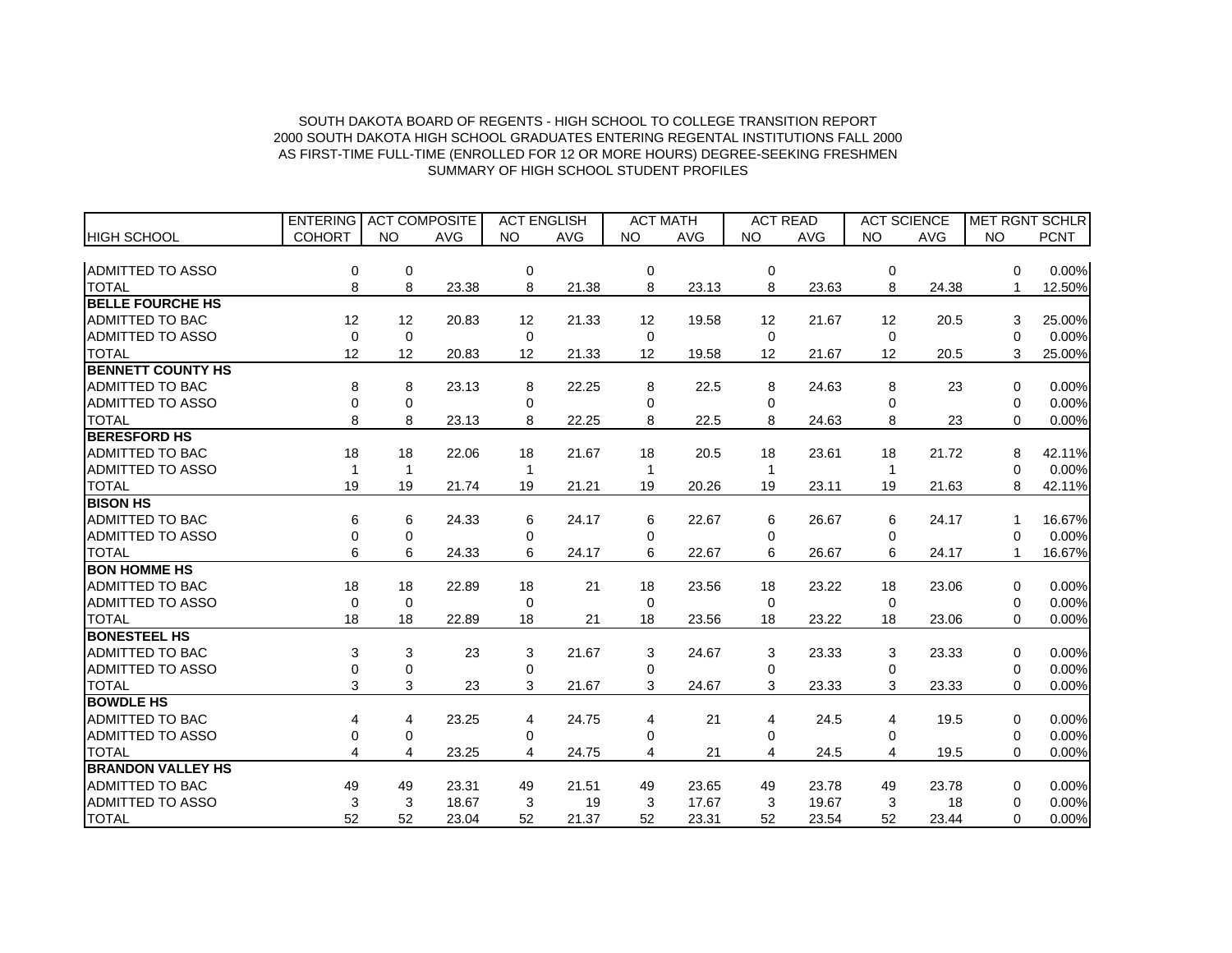SOUTH DAKOTA BOARD OF REGENTS - HIGH SCHOOL TO COLLEGE TRANSITION REPORT
2000 SOUTH DAKOTA HIGH SCHOOL GRADUATES ENTERING REGENTAL INSTITUTIONS FALL 2000
AS FIRST-TIME FULL-TIME (ENROLLED FOR 12 OR MORE HOURS) DEGREE-SEEKING FRESHMEN
SUMMARY OF HIGH SCHOOL STUDENT PROFILES

| | ENTERING | ACT COMPOSITE | | ACT ENGLISH | | ACT MATH | | ACT READ | | ACT SCIENCE | | MET RGNT SCHLR | |
|---|---|---|---|---|---|---|---|---|---|---|---|---|---|
| HIGH SCHOOL | COHORT | NO | AVG | NO | AVG | NO | AVG | NO | AVG | NO | AVG | NO | PCNT |
| ADMITTED TO ASSO | 0 | 0 | | 0 | | 0 | | 0 | | 0 | | 0 | 0.00% |
| TOTAL | 8 | 8 | 23.38 | 8 | 21.38 | 8 | 23.13 | 8 | 23.63 | 8 | 24.38 | 1 | 12.50% |
| **BELLE FOURCHE HS** | | | | | | | | | | | | | |
| ADMITTED TO BAC | 12 | 12 | 20.83 | 12 | 21.33 | 12 | 19.58 | 12 | 21.67 | 12 | 20.5 | 3 | 25.00% |
| ADMITTED TO ASSO | 0 | 0 | | 0 | | 0 | | 0 | | 0 | | 0 | 0.00% |
| TOTAL | 12 | 12 | 20.83 | 12 | 21.33 | 12 | 19.58 | 12 | 21.67 | 12 | 20.5 | 3 | 25.00% |
| **BENNETT COUNTY HS** | | | | | | | | | | | | | |
| ADMITTED TO BAC | 8 | 8 | 23.13 | 8 | 22.25 | 8 | 22.5 | 8 | 24.63 | 8 | 23 | 0 | 0.00% |
| ADMITTED TO ASSO | 0 | 0 | | 0 | | 0 | | 0 | | 0 | | 0 | 0.00% |
| TOTAL | 8 | 8 | 23.13 | 8 | 22.25 | 8 | 22.5 | 8 | 24.63 | 8 | 23 | 0 | 0.00% |
| **BERESFORD HS** | | | | | | | | | | | | | |
| ADMITTED TO BAC | 18 | 18 | 22.06 | 18 | 21.67 | 18 | 20.5 | 18 | 23.61 | 18 | 21.72 | 8 | 42.11% |
| ADMITTED TO ASSO | 1 | 1 | | 1 | | 1 | | 1 | | 1 | | 0 | 0.00% |
| TOTAL | 19 | 19 | 21.74 | 19 | 21.21 | 19 | 20.26 | 19 | 23.11 | 19 | 21.63 | 8 | 42.11% |
| **BISON HS** | | | | | | | | | | | | | |
| ADMITTED TO BAC | 6 | 6 | 24.33 | 6 | 24.17 | 6 | 22.67 | 6 | 26.67 | 6 | 24.17 | 1 | 16.67% |
| ADMITTED TO ASSO | 0 | 0 | | 0 | | 0 | | 0 | | 0 | | 0 | 0.00% |
| TOTAL | 6 | 6 | 24.33 | 6 | 24.17 | 6 | 22.67 | 6 | 26.67 | 6 | 24.17 | 1 | 16.67% |
| **BON HOMME HS** | | | | | | | | | | | | | |
| ADMITTED TO BAC | 18 | 18 | 22.89 | 18 | 21 | 18 | 23.56 | 18 | 23.22 | 18 | 23.06 | 0 | 0.00% |
| ADMITTED TO ASSO | 0 | 0 | | 0 | | 0 | | 0 | | 0 | | 0 | 0.00% |
| TOTAL | 18 | 18 | 22.89 | 18 | 21 | 18 | 23.56 | 18 | 23.22 | 18 | 23.06 | 0 | 0.00% |
| **BONESTEEL HS** | | | | | | | | | | | | | |
| ADMITTED TO BAC | 3 | 3 | 23 | 3 | 21.67 | 3 | 24.67 | 3 | 23.33 | 3 | 23.33 | 0 | 0.00% |
| ADMITTED TO ASSO | 0 | 0 | | 0 | | 0 | | 0 | | 0 | | 0 | 0.00% |
| TOTAL | 3 | 3 | 23 | 3 | 21.67 | 3 | 24.67 | 3 | 23.33 | 3 | 23.33 | 0 | 0.00% |
| **BOWDLE HS** | | | | | | | | | | | | | |
| ADMITTED TO BAC | 4 | 4 | 23.25 | 4 | 24.75 | 4 | 21 | 4 | 24.5 | 4 | 19.5 | 0 | 0.00% |
| ADMITTED TO ASSO | 0 | 0 | | 0 | | 0 | | 0 | | 0 | | 0 | 0.00% |
| TOTAL | 4 | 4 | 23.25 | 4 | 24.75 | 4 | 21 | 4 | 24.5 | 4 | 19.5 | 0 | 0.00% |
| **BRANDON VALLEY HS** | | | | | | | | | | | | | |
| ADMITTED TO BAC | 49 | 49 | 23.31 | 49 | 21.51 | 49 | 23.65 | 49 | 23.78 | 49 | 23.78 | 0 | 0.00% |
| ADMITTED TO ASSO | 3 | 3 | 18.67 | 3 | 19 | 3 | 17.67 | 3 | 19.67 | 3 | 18 | 0 | 0.00% |
| TOTAL | 52 | 52 | 23.04 | 52 | 21.37 | 52 | 23.31 | 52 | 23.54 | 52 | 23.44 | 0 | 0.00% |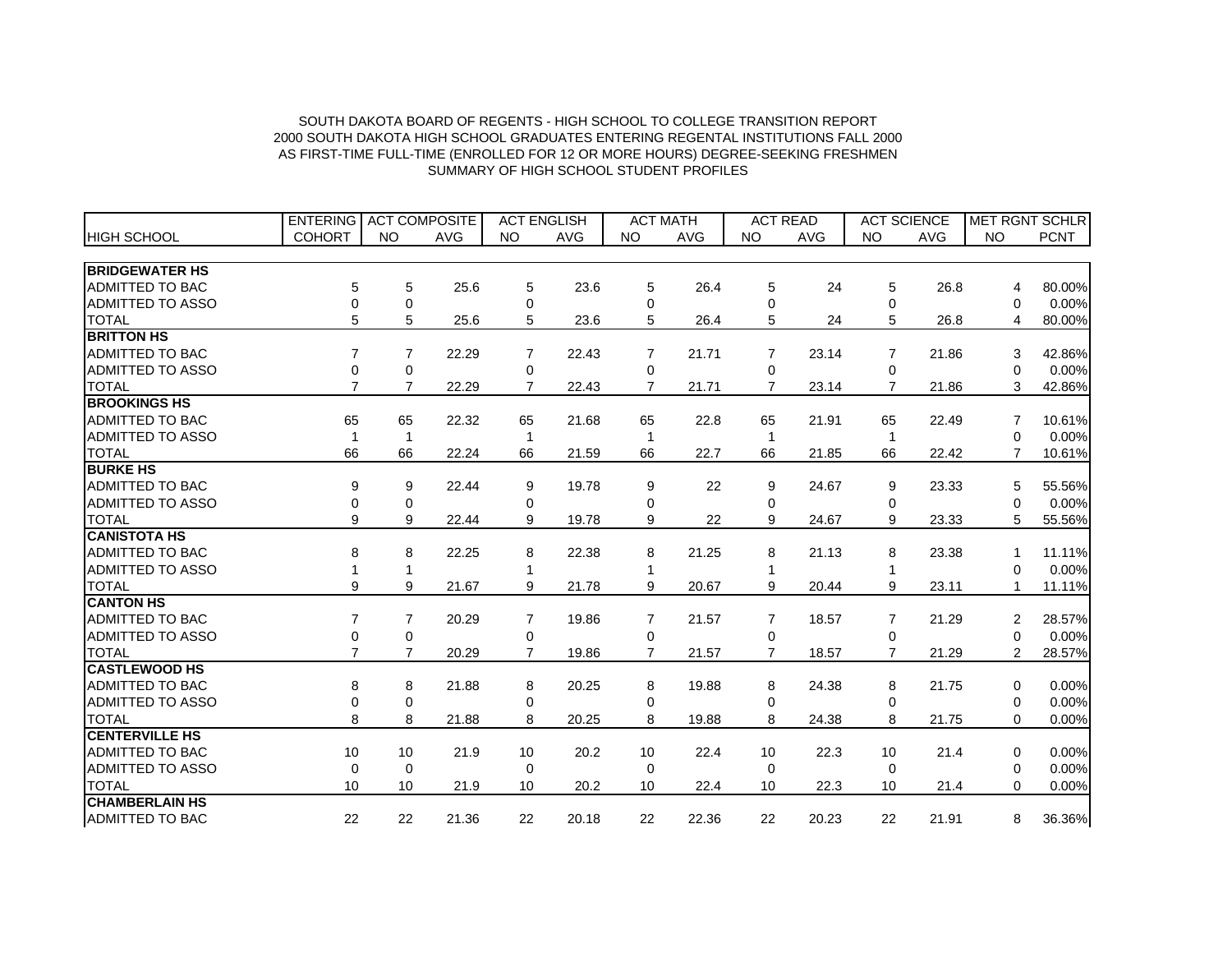SOUTH DAKOTA BOARD OF REGENTS - HIGH SCHOOL TO COLLEGE TRANSITION REPORT
2000 SOUTH DAKOTA HIGH SCHOOL GRADUATES ENTERING REGENTAL INSTITUTIONS FALL 2000
AS FIRST-TIME FULL-TIME (ENROLLED FOR 12 OR MORE HOURS) DEGREE-SEEKING FRESHMEN
SUMMARY OF HIGH SCHOOL STUDENT PROFILES

| | ENTERING | ACT COMPOSITE | | ACT ENGLISH | | ACT MATH | | ACT READ | | ACT SCIENCE | | MET RGNT SCHLR | |
|---|---|---|---|---|---|---|---|---|---|---|---|---|---|
| HIGH SCHOOL | COHORT | NO | AVG | NO | AVG | NO | AVG | NO | AVG | NO | AVG | NO | PCNT |
| **BRIDGEWATER HS** | | | | | | | | | | | | | |
| ADMITTED TO BAC | 5 | 5 | 25.6 | 5 | 23.6 | 5 | 26.4 | 5 | 24 | 5 | 26.8 | 4 | 80.00% |
| ADMITTED TO ASSO | 0 | 0 | | 0 | | 0 | | 0 | | 0 | | 0 | 0.00% |
| TOTAL | 5 | 5 | 25.6 | 5 | 23.6 | 5 | 26.4 | 5 | 24 | 5 | 26.8 | 4 | 80.00% |
| **BRITTON HS** | | | | | | | | | | | | | |
| ADMITTED TO BAC | 7 | 7 | 22.29 | 7 | 22.43 | 7 | 21.71 | 7 | 23.14 | 7 | 21.86 | 3 | 42.86% |
| ADMITTED TO ASSO | 0 | 0 | | 0 | | 0 | | 0 | | 0 | | 0 | 0.00% |
| TOTAL | 7 | 7 | 22.29 | 7 | 22.43 | 7 | 21.71 | 7 | 23.14 | 7 | 21.86 | 3 | 42.86% |
| **BROOKINGS HS** | | | | | | | | | | | | | |
| ADMITTED TO BAC | 65 | 65 | 22.32 | 65 | 21.68 | 65 | 22.8 | 65 | 21.91 | 65 | 22.49 | 7 | 10.61% |
| ADMITTED TO ASSO | 1 | 1 | | 1 | | 1 | | 1 | | 1 | | 0 | 0.00% |
| TOTAL | 66 | 66 | 22.24 | 66 | 21.59 | 66 | 22.7 | 66 | 21.85 | 66 | 22.42 | 7 | 10.61% |
| **BURKE HS** | | | | | | | | | | | | | |
| ADMITTED TO BAC | 9 | 9 | 22.44 | 9 | 19.78 | 9 | 22 | 9 | 24.67 | 9 | 23.33 | 5 | 55.56% |
| ADMITTED TO ASSO | 0 | 0 | | 0 | | 0 | | 0 | | 0 | | 0 | 0.00% |
| TOTAL | 9 | 9 | 22.44 | 9 | 19.78 | 9 | 22 | 9 | 24.67 | 9 | 23.33 | 5 | 55.56% |
| **CANISTOTA HS** | | | | | | | | | | | | | |
| ADMITTED TO BAC | 8 | 8 | 22.25 | 8 | 22.38 | 8 | 21.25 | 8 | 21.13 | 8 | 23.38 | 1 | 11.11% |
| ADMITTED TO ASSO | 1 | 1 | | 1 | | 1 | | 1 | | 1 | | 0 | 0.00% |
| TOTAL | 9 | 9 | 21.67 | 9 | 21.78 | 9 | 20.67 | 9 | 20.44 | 9 | 23.11 | 1 | 11.11% |
| **CANTON HS** | | | | | | | | | | | | | |
| ADMITTED TO BAC | 7 | 7 | 20.29 | 7 | 19.86 | 7 | 21.57 | 7 | 18.57 | 7 | 21.29 | 2 | 28.57% |
| ADMITTED TO ASSO | 0 | 0 | | 0 | | 0 | | 0 | | 0 | | 0 | 0.00% |
| TOTAL | 7 | 7 | 20.29 | 7 | 19.86 | 7 | 21.57 | 7 | 18.57 | 7 | 21.29 | 2 | 28.57% |
| **CASTLEWOOD HS** | | | | | | | | | | | | | |
| ADMITTED TO BAC | 8 | 8 | 21.88 | 8 | 20.25 | 8 | 19.88 | 8 | 24.38 | 8 | 21.75 | 0 | 0.00% |
| ADMITTED TO ASSO | 0 | 0 | | 0 | | 0 | | 0 | | 0 | | 0 | 0.00% |
| TOTAL | 8 | 8 | 21.88 | 8 | 20.25 | 8 | 19.88 | 8 | 24.38 | 8 | 21.75 | 0 | 0.00% |
| **CENTERVILLE HS** | | | | | | | | | | | | | |
| ADMITTED TO BAC | 10 | 10 | 21.9 | 10 | 20.2 | 10 | 22.4 | 10 | 22.3 | 10 | 21.4 | 0 | 0.00% |
| ADMITTED TO ASSO | 0 | 0 | | 0 | | 0 | | 0 | | 0 | | 0 | 0.00% |
| TOTAL | 10 | 10 | 21.9 | 10 | 20.2 | 10 | 22.4 | 10 | 22.3 | 10 | 21.4 | 0 | 0.00% |
| **CHAMBERLAIN HS** | | | | | | | | | | | | | |
| ADMITTED TO BAC | 22 | 22 | 21.36 | 22 | 20.18 | 22 | 22.36 | 22 | 20.23 | 22 | 21.91 | 8 | 36.36% |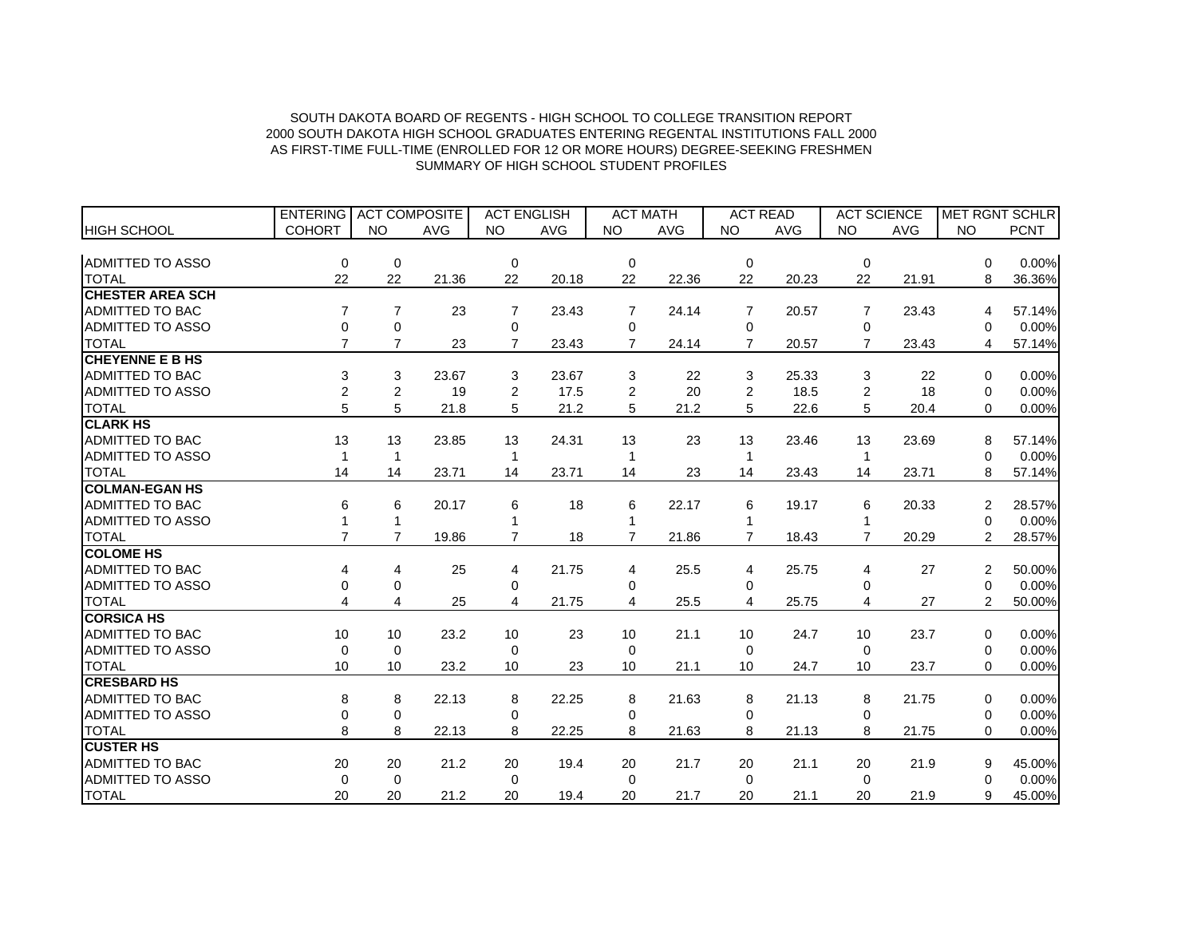SOUTH DAKOTA BOARD OF REGENTS - HIGH SCHOOL TO COLLEGE TRANSITION REPORT
2000 SOUTH DAKOTA HIGH SCHOOL GRADUATES ENTERING REGENTAL INSTITUTIONS FALL 2000
AS FIRST-TIME FULL-TIME (ENROLLED FOR 12 OR MORE HOURS) DEGREE-SEEKING FRESHMEN
SUMMARY OF HIGH SCHOOL STUDENT PROFILES

| | ENTERING | ACT COMPOSITE | | ACT ENGLISH | | ACT MATH | | ACT READ | | ACT SCIENCE | | MET RGNT SCHLR | |
|---|---|---|---|---|---|---|---|---|---|---|---|---|---|
| HIGH SCHOOL | COHORT | NO | AVG | NO | AVG | NO | AVG | NO | AVG | NO | AVG | NO | PCNT |
| ADMITTED TO ASSO | 0 | 0 | | 0 | | 0 | | 0 | | 0 | | 0 | 0.00% |
| TOTAL | 22 | 22 | 21.36 | 22 | 20.18 | 22 | 22.36 | 22 | 20.23 | 22 | 21.91 | 8 | 36.36% |
| **CHESTER AREA SCH** | | | | | | | | | | | | | |
| ADMITTED TO BAC | 7 | 7 | 23 | 7 | 23.43 | 7 | 24.14 | 7 | 20.57 | 7 | 23.43 | 4 | 57.14% |
| ADMITTED TO ASSO | 0 | 0 | | 0 | | 0 | | 0 | | 0 | | 0 | 0.00% |
| TOTAL | 7 | 7 | 23 | 7 | 23.43 | 7 | 24.14 | 7 | 20.57 | 7 | 23.43 | 4 | 57.14% |
| **CHEYENNE E B HS** | | | | | | | | | | | | | |
| ADMITTED TO BAC | 3 | 3 | 23.67 | 3 | 23.67 | 3 | 22 | 3 | 25.33 | 3 | 22 | 0 | 0.00% |
| ADMITTED TO ASSO | 2 | 2 | 19 | 2 | 17.5 | 2 | 20 | 2 | 18.5 | 2 | 18 | 0 | 0.00% |
| TOTAL | 5 | 5 | 21.8 | 5 | 21.2 | 5 | 21.2 | 5 | 22.6 | 5 | 20.4 | 0 | 0.00% |
| **CLARK HS** | | | | | | | | | | | | | |
| ADMITTED TO BAC | 13 | 13 | 23.85 | 13 | 24.31 | 13 | 23 | 13 | 23.46 | 13 | 23.69 | 8 | 57.14% |
| ADMITTED TO ASSO | 1 | 1 | | 1 | | 1 | | 1 | | 1 | | 0 | 0.00% |
| TOTAL | 14 | 14 | 23.71 | 14 | 23.71 | 14 | 23 | 14 | 23.43 | 14 | 23.71 | 8 | 57.14% |
| **COLMAN-EGAN HS** | | | | | | | | | | | | | |
| ADMITTED TO BAC | 6 | 6 | 20.17 | 6 | 18 | 6 | 22.17 | 6 | 19.17 | 6 | 20.33 | 2 | 28.57% |
| ADMITTED TO ASSO | 1 | 1 | | 1 | | 1 | | 1 | | 1 | | 0 | 0.00% |
| TOTAL | 7 | 7 | 19.86 | 7 | 18 | 7 | 21.86 | 7 | 18.43 | 7 | 20.29 | 2 | 28.57% |
| **COLOME HS** | | | | | | | | | | | | | |
| ADMITTED TO BAC | 4 | 4 | 25 | 4 | 21.75 | 4 | 25.5 | 4 | 25.75 | 4 | 27 | 2 | 50.00% |
| ADMITTED TO ASSO | 0 | 0 | | 0 | | 0 | | 0 | | 0 | | 0 | 0.00% |
| TOTAL | 4 | 4 | 25 | 4 | 21.75 | 4 | 25.5 | 4 | 25.75 | 4 | 27 | 2 | 50.00% |
| **CORSICA HS** | | | | | | | | | | | | | |
| ADMITTED TO BAC | 10 | 10 | 23.2 | 10 | 23 | 10 | 21.1 | 10 | 24.7 | 10 | 23.7 | 0 | 0.00% |
| ADMITTED TO ASSO | 0 | 0 | | 0 | | 0 | | 0 | | 0 | | 0 | 0.00% |
| TOTAL | 10 | 10 | 23.2 | 10 | 23 | 10 | 21.1 | 10 | 24.7 | 10 | 23.7 | 0 | 0.00% |
| **CRESBARD HS** | | | | | | | | | | | | | |
| ADMITTED TO BAC | 8 | 8 | 22.13 | 8 | 22.25 | 8 | 21.63 | 8 | 21.13 | 8 | 21.75 | 0 | 0.00% |
| ADMITTED TO ASSO | 0 | 0 | | 0 | | 0 | | 0 | | 0 | | 0 | 0.00% |
| TOTAL | 8 | 8 | 22.13 | 8 | 22.25 | 8 | 21.63 | 8 | 21.13 | 8 | 21.75 | 0 | 0.00% |
| **CUSTER HS** | | | | | | | | | | | | | |
| ADMITTED TO BAC | 20 | 20 | 21.2 | 20 | 19.4 | 20 | 21.7 | 20 | 21.1 | 20 | 21.9 | 9 | 45.00% |
| ADMITTED TO ASSO | 0 | 0 | | 0 | | 0 | | 0 | | 0 | | 0 | 0.00% |
| TOTAL | 20 | 20 | 21.2 | 20 | 19.4 | 20 | 21.7 | 20 | 21.1 | 20 | 21.9 | 9 | 45.00% |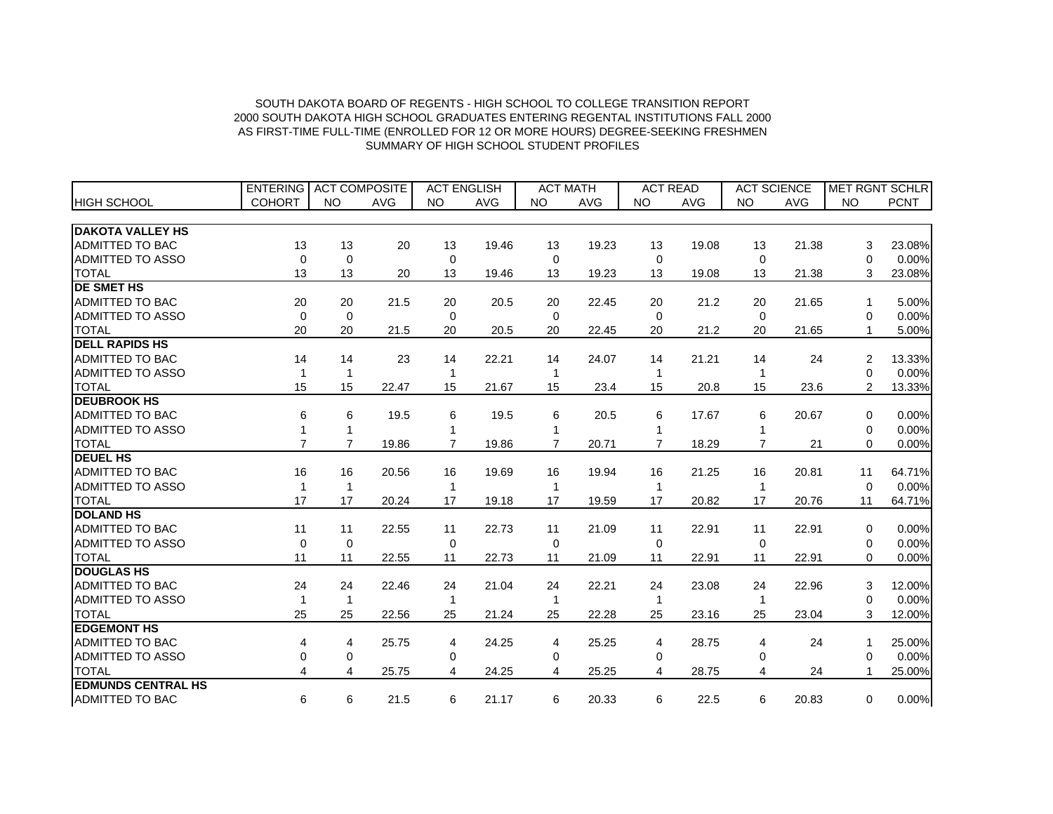SOUTH DAKOTA BOARD OF REGENTS - HIGH SCHOOL TO COLLEGE TRANSITION REPORT
2000 SOUTH DAKOTA HIGH SCHOOL GRADUATES ENTERING REGENTAL INSTITUTIONS FALL 2000
AS FIRST-TIME FULL-TIME (ENROLLED FOR 12 OR MORE HOURS) DEGREE-SEEKING FRESHMEN
SUMMARY OF HIGH SCHOOL STUDENT PROFILES

| | ENTERING | ACT COMPOSITE | | ACT ENGLISH | | ACT MATH | | ACT READ | | ACT SCIENCE | | MET RGNT SCHLR | |
|---|---|---|---|---|---|---|---|---|---|---|---|---|---|
| HIGH SCHOOL | COHORT | NO | AVG | NO | AVG | NO | AVG | NO | AVG | NO | AVG | NO | PCNT |
| **DAKOTA VALLEY HS** | | | | | | | | | | | | | |
| ADMITTED TO BAC | 13 | 13 | 20 | 13 | 19.46 | 13 | 19.23 | 13 | 19.08 | 13 | 21.38 | 3 | 23.08% |
| ADMITTED TO ASSO | 0 | 0 | | 0 | | 0 | | 0 | | 0 | | 0 | 0.00% |
| TOTAL | 13 | 13 | 20 | 13 | 19.46 | 13 | 19.23 | 13 | 19.08 | 13 | 21.38 | 3 | 23.08% |
| **DE SMET HS** | | | | | | | | | | | | | |
| ADMITTED TO BAC | 20 | 20 | 21.5 | 20 | 20.5 | 20 | 22.45 | 20 | 21.2 | 20 | 21.65 | 1 | 5.00% |
| ADMITTED TO ASSO | 0 | 0 | | 0 | | 0 | | 0 | | 0 | | 0 | 0.00% |
| TOTAL | 20 | 20 | 21.5 | 20 | 20.5 | 20 | 22.45 | 20 | 21.2 | 20 | 21.65 | 1 | 5.00% |
| **DELL RAPIDS HS** | | | | | | | | | | | | | |
| ADMITTED TO BAC | 14 | 14 | 23 | 14 | 22.21 | 14 | 24.07 | 14 | 21.21 | 14 | 24 | 2 | 13.33% |
| ADMITTED TO ASSO | 1 | 1 | | 1 | | 1 | | 1 | | 1 | | 0 | 0.00% |
| TOTAL | 15 | 15 | 22.47 | 15 | 21.67 | 15 | 23.4 | 15 | 20.8 | 15 | 23.6 | 2 | 13.33% |
| **DEUBROOK HS** | | | | | | | | | | | | | |
| ADMITTED TO BAC | 6 | 6 | 19.5 | 6 | 19.5 | 6 | 20.5 | 6 | 17.67 | 6 | 20.67 | 0 | 0.00% |
| ADMITTED TO ASSO | 1 | 1 | | 1 | | 1 | | 1 | | 1 | | 0 | 0.00% |
| TOTAL | 7 | 7 | 19.86 | 7 | 19.86 | 7 | 20.71 | 7 | 18.29 | 7 | 21 | 0 | 0.00% |
| **DEUEL HS** | | | | | | | | | | | | | |
| ADMITTED TO BAC | 16 | 16 | 20.56 | 16 | 19.69 | 16 | 19.94 | 16 | 21.25 | 16 | 20.81 | 11 | 64.71% |
| ADMITTED TO ASSO | 1 | 1 | | 1 | | 1 | | 1 | | 1 | | 0 | 0.00% |
| TOTAL | 17 | 17 | 20.24 | 17 | 19.18 | 17 | 19.59 | 17 | 20.82 | 17 | 20.76 | 11 | 64.71% |
| **DOLAND HS** | | | | | | | | | | | | | |
| ADMITTED TO BAC | 11 | 11 | 22.55 | 11 | 22.73 | 11 | 21.09 | 11 | 22.91 | 11 | 22.91 | 0 | 0.00% |
| ADMITTED TO ASSO | 0 | 0 | | 0 | | 0 | | 0 | | 0 | | 0 | 0.00% |
| TOTAL | 11 | 11 | 22.55 | 11 | 22.73 | 11 | 21.09 | 11 | 22.91 | 11 | 22.91 | 0 | 0.00% |
| **DOUGLAS HS** | | | | | | | | | | | | | |
| ADMITTED TO BAC | 24 | 24 | 22.46 | 24 | 21.04 | 24 | 22.21 | 24 | 23.08 | 24 | 22.96 | 3 | 12.00% |
| ADMITTED TO ASSO | 1 | 1 | | 1 | | 1 | | 1 | | 1 | | 0 | 0.00% |
| TOTAL | 25 | 25 | 22.56 | 25 | 21.24 | 25 | 22.28 | 25 | 23.16 | 25 | 23.04 | 3 | 12.00% |
| **EDGEMONT HS** | | | | | | | | | | | | | |
| ADMITTED TO BAC | 4 | 4 | 25.75 | 4 | 24.25 | 4 | 25.25 | 4 | 28.75 | 4 | 24 | 1 | 25.00% |
| ADMITTED TO ASSO | 0 | 0 | | 0 | | 0 | | 0 | | 0 | | 0 | 0.00% |
| TOTAL | 4 | 4 | 25.75 | 4 | 24.25 | 4 | 25.25 | 4 | 28.75 | 4 | 24 | 1 | 25.00% |
| **EDMUNDS CENTRAL HS** | | | | | | | | | | | | | |
| ADMITTED TO BAC | 6 | 6 | 21.5 | 6 | 21.17 | 6 | 20.33 | 6 | 22.5 | 6 | 20.83 | 0 | 0.00% |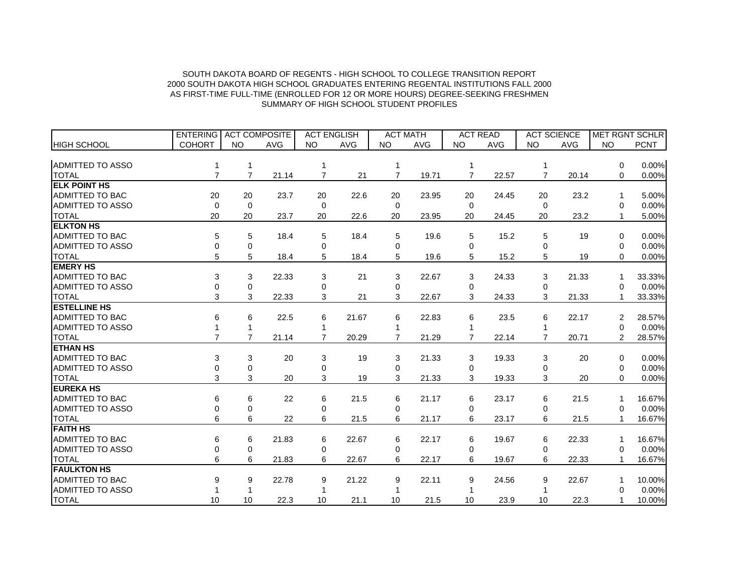SOUTH DAKOTA BOARD OF REGENTS - HIGH SCHOOL TO COLLEGE TRANSITION REPORT
2000 SOUTH DAKOTA HIGH SCHOOL GRADUATES ENTERING REGENTAL INSTITUTIONS FALL 2000
AS FIRST-TIME FULL-TIME (ENROLLED FOR 12 OR MORE HOURS) DEGREE-SEEKING FRESHMEN
SUMMARY OF HIGH SCHOOL STUDENT PROFILES

| | ENTERING | ACT COMPOSITE | | ACT ENGLISH | | ACT MATH | | ACT READ | | ACT SCIENCE | | MET RGNT SCHLR | |
|---|---|---|---|---|---|---|---|---|---|---|---|---|---|
| HIGH SCHOOL | COHORT | NO | AVG | NO | AVG | NO | AVG | NO | AVG | NO | AVG | NO | PCNT |
| ADMITTED TO ASSO | 1 | 1 | | 1 | | 1 | | 1 | | 1 | | 0 | 0.00% |
| TOTAL | 7 | 7 | 21.14 | 7 | 21 | 7 | 19.71 | 7 | 22.57 | 7 | 20.14 | 0 | 0.00% |
| **ELK POINT HS** | | | | | | | | | | | | | |
| ADMITTED TO BAC | 20 | 20 | 23.7 | 20 | 22.6 | 20 | 23.95 | 20 | 24.45 | 20 | 23.2 | 1 | 5.00% |
| ADMITTED TO ASSO | 0 | 0 | | 0 | | 0 | | 0 | | 0 | | 0 | 0.00% |
| TOTAL | 20 | 20 | 23.7 | 20 | 22.6 | 20 | 23.95 | 20 | 24.45 | 20 | 23.2 | 1 | 5.00% |
| **ELKTON HS** | | | | | | | | | | | | | |
| ADMITTED TO BAC | 5 | 5 | 18.4 | 5 | 18.4 | 5 | 19.6 | 5 | 15.2 | 5 | 19 | 0 | 0.00% |
| ADMITTED TO ASSO | 0 | 0 | | 0 | | 0 | | 0 | | 0 | | 0 | 0.00% |
| TOTAL | 5 | 5 | 18.4 | 5 | 18.4 | 5 | 19.6 | 5 | 15.2 | 5 | 19 | 0 | 0.00% |
| **EMERY HS** | | | | | | | | | | | | | |
| ADMITTED TO BAC | 3 | 3 | 22.33 | 3 | 21 | 3 | 22.67 | 3 | 24.33 | 3 | 21.33 | 1 | 33.33% |
| ADMITTED TO ASSO | 0 | 0 | | 0 | | 0 | | 0 | | 0 | | 0 | 0.00% |
| TOTAL | 3 | 3 | 22.33 | 3 | 21 | 3 | 22.67 | 3 | 24.33 | 3 | 21.33 | 1 | 33.33% |
| **ESTELLINE HS** | | | | | | | | | | | | | |
| ADMITTED TO BAC | 6 | 6 | 22.5 | 6 | 21.67 | 6 | 22.83 | 6 | 23.5 | 6 | 22.17 | 2 | 28.57% |
| ADMITTED TO ASSO | 1 | 1 | | 1 | | 1 | | 1 | | 1 | | 0 | 0.00% |
| TOTAL | 7 | 7 | 21.14 | 7 | 20.29 | 7 | 21.29 | 7 | 22.14 | 7 | 20.71 | 2 | 28.57% |
| **ETHAN HS** | | | | | | | | | | | | | |
| ADMITTED TO BAC | 3 | 3 | 20 | 3 | 19 | 3 | 21.33 | 3 | 19.33 | 3 | 20 | 0 | 0.00% |
| ADMITTED TO ASSO | 0 | 0 | | 0 | | 0 | | 0 | | 0 | | 0 | 0.00% |
| TOTAL | 3 | 3 | 20 | 3 | 19 | 3 | 21.33 | 3 | 19.33 | 3 | 20 | 0 | 0.00% |
| **EUREKA HS** | | | | | | | | | | | | | |
| ADMITTED TO BAC | 6 | 6 | 22 | 6 | 21.5 | 6 | 21.17 | 6 | 23.17 | 6 | 21.5 | 1 | 16.67% |
| ADMITTED TO ASSO | 0 | 0 | | 0 | | 0 | | 0 | | 0 | | 0 | 0.00% |
| TOTAL | 6 | 6 | 22 | 6 | 21.5 | 6 | 21.17 | 6 | 23.17 | 6 | 21.5 | 1 | 16.67% |
| **FAITH HS** | | | | | | | | | | | | | |
| ADMITTED TO BAC | 6 | 6 | 21.83 | 6 | 22.67 | 6 | 22.17 | 6 | 19.67 | 6 | 22.33 | 1 | 16.67% |
| ADMITTED TO ASSO | 0 | 0 | | 0 | | 0 | | 0 | | 0 | | 0 | 0.00% |
| TOTAL | 6 | 6 | 21.83 | 6 | 22.67 | 6 | 22.17 | 6 | 19.67 | 6 | 22.33 | 1 | 16.67% |
| **FAULKTON HS** | | | | | | | | | | | | | |
| ADMITTED TO BAC | 9 | 9 | 22.78 | 9 | 21.22 | 9 | 22.11 | 9 | 24.56 | 9 | 22.67 | 1 | 10.00% |
| ADMITTED TO ASSO | 1 | 1 | | 1 | | 1 | | 1 | | 1 | | 0 | 0.00% |
| TOTAL | 10 | 10 | 22.3 | 10 | 21.1 | 10 | 21.5 | 10 | 23.9 | 10 | 22.3 | 1 | 10.00% |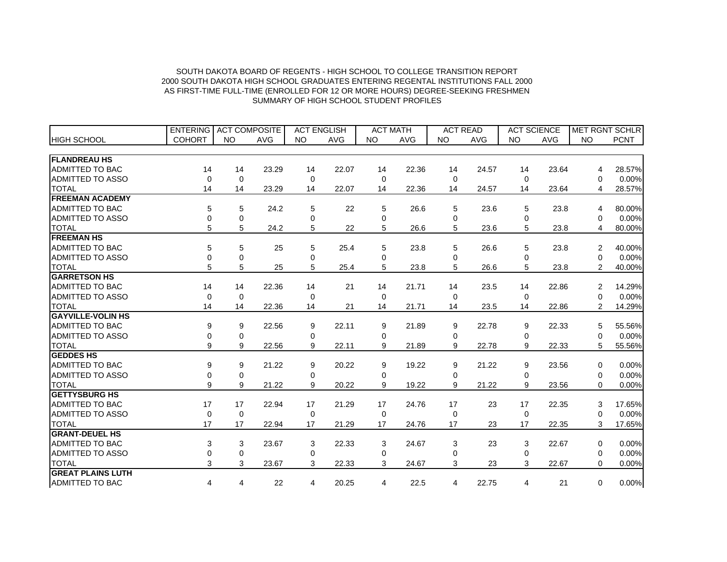SOUTH DAKOTA BOARD OF REGENTS - HIGH SCHOOL TO COLLEGE TRANSITION REPORT
2000 SOUTH DAKOTA HIGH SCHOOL GRADUATES ENTERING REGENTAL INSTITUTIONS FALL 2000
AS FIRST-TIME FULL-TIME (ENROLLED FOR 12 OR MORE HOURS) DEGREE-SEEKING FRESHMEN
SUMMARY OF HIGH SCHOOL STUDENT PROFILES

| | ENTERING | ACT COMPOSITE | | ACT ENGLISH | | ACT MATH | | ACT READ | | ACT SCIENCE | | MET RGNT SCHLR | |
|---|---|---|---|---|---|---|---|---|---|---|---|---|---|
| HIGH SCHOOL | COHORT | NO | AVG | NO | AVG | NO | AVG | NO | AVG | NO | AVG | NO | PCNT |
| **FLANDREAU HS** | | | | | | | | | | | | | |
| ADMITTED TO BAC | 14 | 14 | 23.29 | 14 | 22.07 | 14 | 22.36 | 14 | 24.57 | 14 | 23.64 | 4 | 28.57% |
| ADMITTED TO ASSO | 0 | 0 | | 0 | | 0 | | 0 | | 0 | | 0 | 0.00% |
| TOTAL | 14 | 14 | 23.29 | 14 | 22.07 | 14 | 22.36 | 14 | 24.57 | 14 | 23.64 | 4 | 28.57% |
| **FREEMAN ACADEMY** | | | | | | | | | | | | | |
| ADMITTED TO BAC | 5 | 5 | 24.2 | 5 | 22 | 5 | 26.6 | 5 | 23.6 | 5 | 23.8 | 4 | 80.00% |
| ADMITTED TO ASSO | 0 | 0 | | 0 | | 0 | | 0 | | 0 | | 0 | 0.00% |
| TOTAL | 5 | 5 | 24.2 | 5 | 22 | 5 | 26.6 | 5 | 23.6 | 5 | 23.8 | 4 | 80.00% |
| **FREEMAN HS** | | | | | | | | | | | | | |
| ADMITTED TO BAC | 5 | 5 | 25 | 5 | 25.4 | 5 | 23.8 | 5 | 26.6 | 5 | 23.8 | 2 | 40.00% |
| ADMITTED TO ASSO | 0 | 0 | | 0 | | 0 | | 0 | | 0 | | 0 | 0.00% |
| TOTAL | 5 | 5 | 25 | 5 | 25.4 | 5 | 23.8 | 5 | 26.6 | 5 | 23.8 | 2 | 40.00% |
| **GARRETSON HS** | | | | | | | | | | | | | |
| ADMITTED TO BAC | 14 | 14 | 22.36 | 14 | 21 | 14 | 21.71 | 14 | 23.5 | 14 | 22.86 | 2 | 14.29% |
| ADMITTED TO ASSO | 0 | 0 | | 0 | | 0 | | 0 | | 0 | | 0 | 0.00% |
| TOTAL | 14 | 14 | 22.36 | 14 | 21 | 14 | 21.71 | 14 | 23.5 | 14 | 22.86 | 2 | 14.29% |
| **GAYVILLE-VOLIN HS** | | | | | | | | | | | | | |
| ADMITTED TO BAC | 9 | 9 | 22.56 | 9 | 22.11 | 9 | 21.89 | 9 | 22.78 | 9 | 22.33 | 5 | 55.56% |
| ADMITTED TO ASSO | 0 | 0 | | 0 | | 0 | | 0 | | 0 | | 0 | 0.00% |
| TOTAL | 9 | 9 | 22.56 | 9 | 22.11 | 9 | 21.89 | 9 | 22.78 | 9 | 22.33 | 5 | 55.56% |
| **GEDDES HS** | | | | | | | | | | | | | |
| ADMITTED TO BAC | 9 | 9 | 21.22 | 9 | 20.22 | 9 | 19.22 | 9 | 21.22 | 9 | 23.56 | 0 | 0.00% |
| ADMITTED TO ASSO | 0 | 0 | | 0 | | 0 | | 0 | | 0 | | 0 | 0.00% |
| TOTAL | 9 | 9 | 21.22 | 9 | 20.22 | 9 | 19.22 | 9 | 21.22 | 9 | 23.56 | 0 | 0.00% |
| **GETTYSBURG HS** | | | | | | | | | | | | | |
| ADMITTED TO BAC | 17 | 17 | 22.94 | 17 | 21.29 | 17 | 24.76 | 17 | 23 | 17 | 22.35 | 3 | 17.65% |
| ADMITTED TO ASSO | 0 | 0 | | 0 | | 0 | | 0 | | 0 | | 0 | 0.00% |
| TOTAL | 17 | 17 | 22.94 | 17 | 21.29 | 17 | 24.76 | 17 | 23 | 17 | 22.35 | 3 | 17.65% |
| **GRANT-DEUEL HS** | | | | | | | | | | | | | |
| ADMITTED TO BAC | 3 | 3 | 23.67 | 3 | 22.33 | 3 | 24.67 | 3 | 23 | 3 | 22.67 | 0 | 0.00% |
| ADMITTED TO ASSO | 0 | 0 | | 0 | | 0 | | 0 | | 0 | | 0 | 0.00% |
| TOTAL | 3 | 3 | 23.67 | 3 | 22.33 | 3 | 24.67 | 3 | 23 | 3 | 22.67 | 0 | 0.00% |
| **GREAT PLAINS LUTH** | | | | | | | | | | | | | |
| ADMITTED TO BAC | 4 | 4 | 22 | 4 | 20.25 | 4 | 22.5 | 4 | 22.75 | 4 | 21 | 0 | 0.00% |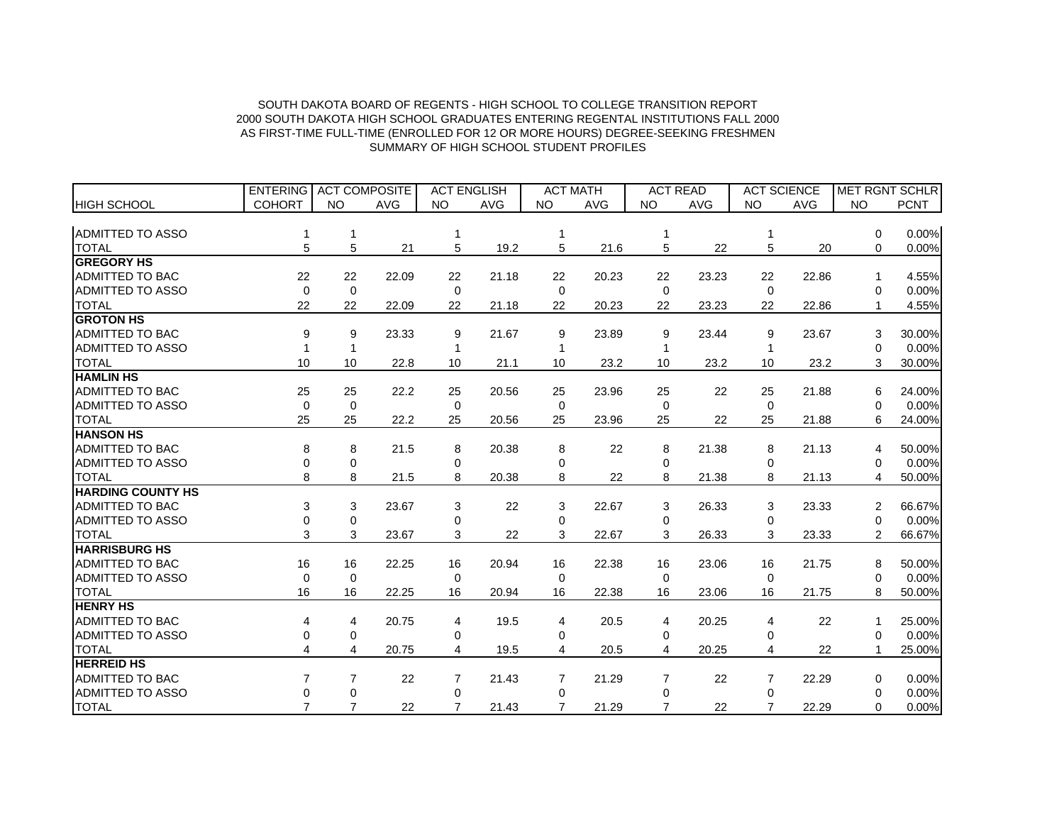SOUTH DAKOTA BOARD OF REGENTS - HIGH SCHOOL TO COLLEGE TRANSITION REPORT
2000 SOUTH DAKOTA HIGH SCHOOL GRADUATES ENTERING REGENTAL INSTITUTIONS FALL 2000
AS FIRST-TIME FULL-TIME (ENROLLED FOR 12 OR MORE HOURS) DEGREE-SEEKING FRESHMEN
SUMMARY OF HIGH SCHOOL STUDENT PROFILES

| | ENTERING | ACT COMPOSITE | | ACT ENGLISH | | ACT MATH | | ACT READ | | ACT SCIENCE | | MET RGNT SCHLR | |
|---|---|---|---|---|---|---|---|---|---|---|---|---|---|
| HIGH SCHOOL | COHORT | NO | AVG | NO | AVG | NO | AVG | NO | AVG | NO | AVG | NO | PCNT |
| ADMITTED TO ASSO | 1 | 1 | | 1 | | 1 | | 1 | | 1 | | 0 | 0.00% |
| TOTAL | 5 | 5 | 21 | 5 | 19.2 | 5 | 21.6 | 5 | 22 | 5 | 20 | 0 | 0.00% |
| **GREGORY HS** | | | | | | | | | | | | | |
| ADMITTED TO BAC | 22 | 22 | 22.09 | 22 | 21.18 | 22 | 20.23 | 22 | 23.23 | 22 | 22.86 | 1 | 4.55% |
| ADMITTED TO ASSO | 0 | 0 | | 0 | | 0 | | 0 | | 0 | | 0 | 0.00% |
| TOTAL | 22 | 22 | 22.09 | 22 | 21.18 | 22 | 20.23 | 22 | 23.23 | 22 | 22.86 | 1 | 4.55% |
| **GROTON HS** | | | | | | | | | | | | | |
| ADMITTED TO BAC | 9 | 9 | 23.33 | 9 | 21.67 | 9 | 23.89 | 9 | 23.44 | 9 | 23.67 | 3 | 30.00% |
| ADMITTED TO ASSO | 1 | 1 | | 1 | | 1 | | 1 | | 1 | | 0 | 0.00% |
| TOTAL | 10 | 10 | 22.8 | 10 | 21.1 | 10 | 23.2 | 10 | 23.2 | 10 | 23.2 | 3 | 30.00% |
| **HAMLIN HS** | | | | | | | | | | | | | |
| ADMITTED TO BAC | 25 | 25 | 22.2 | 25 | 20.56 | 25 | 23.96 | 25 | 22 | 25 | 21.88 | 6 | 24.00% |
| ADMITTED TO ASSO | 0 | 0 | | 0 | | 0 | | 0 | | 0 | | 0 | 0.00% |
| TOTAL | 25 | 25 | 22.2 | 25 | 20.56 | 25 | 23.96 | 25 | 22 | 25 | 21.88 | 6 | 24.00% |
| **HANSON HS** | | | | | | | | | | | | | |
| ADMITTED TO BAC | 8 | 8 | 21.5 | 8 | 20.38 | 8 | 22 | 8 | 21.38 | 8 | 21.13 | 4 | 50.00% |
| ADMITTED TO ASSO | 0 | 0 | | 0 | | 0 | | 0 | | 0 | | 0 | 0.00% |
| TOTAL | 8 | 8 | 21.5 | 8 | 20.38 | 8 | 22 | 8 | 21.38 | 8 | 21.13 | 4 | 50.00% |
| **HARDING COUNTY HS** | | | | | | | | | | | | | |
| ADMITTED TO BAC | 3 | 3 | 23.67 | 3 | 22 | 3 | 22.67 | 3 | 26.33 | 3 | 23.33 | 2 | 66.67% |
| ADMITTED TO ASSO | 0 | 0 | | 0 | | 0 | | 0 | | 0 | | 0 | 0.00% |
| TOTAL | 3 | 3 | 23.67 | 3 | 22 | 3 | 22.67 | 3 | 26.33 | 3 | 23.33 | 2 | 66.67% |
| **HARRISBURG HS** | | | | | | | | | | | | | |
| ADMITTED TO BAC | 16 | 16 | 22.25 | 16 | 20.94 | 16 | 22.38 | 16 | 23.06 | 16 | 21.75 | 8 | 50.00% |
| ADMITTED TO ASSO | 0 | 0 | | 0 | | 0 | | 0 | | 0 | | 0 | 0.00% |
| TOTAL | 16 | 16 | 22.25 | 16 | 20.94 | 16 | 22.38 | 16 | 23.06 | 16 | 21.75 | 8 | 50.00% |
| **HENRY HS** | | | | | | | | | | | | | |
| ADMITTED TO BAC | 4 | 4 | 20.75 | 4 | 19.5 | 4 | 20.5 | 4 | 20.25 | 4 | 22 | 1 | 25.00% |
| ADMITTED TO ASSO | 0 | 0 | | 0 | | 0 | | 0 | | 0 | | 0 | 0.00% |
| TOTAL | 4 | 4 | 20.75 | 4 | 19.5 | 4 | 20.5 | 4 | 20.25 | 4 | 22 | 1 | 25.00% |
| **HERREID HS** | | | | | | | | | | | | | |
| ADMITTED TO BAC | 7 | 7 | 22 | 7 | 21.43 | 7 | 21.29 | 7 | 22 | 7 | 22.29 | 0 | 0.00% |
| ADMITTED TO ASSO | 0 | 0 | | 0 | | 0 | | 0 | | 0 | | 0 | 0.00% |
| TOTAL | 7 | 7 | 22 | 7 | 21.43 | 7 | 21.29 | 7 | 22 | 7 | 22.29 | 0 | 0.00% |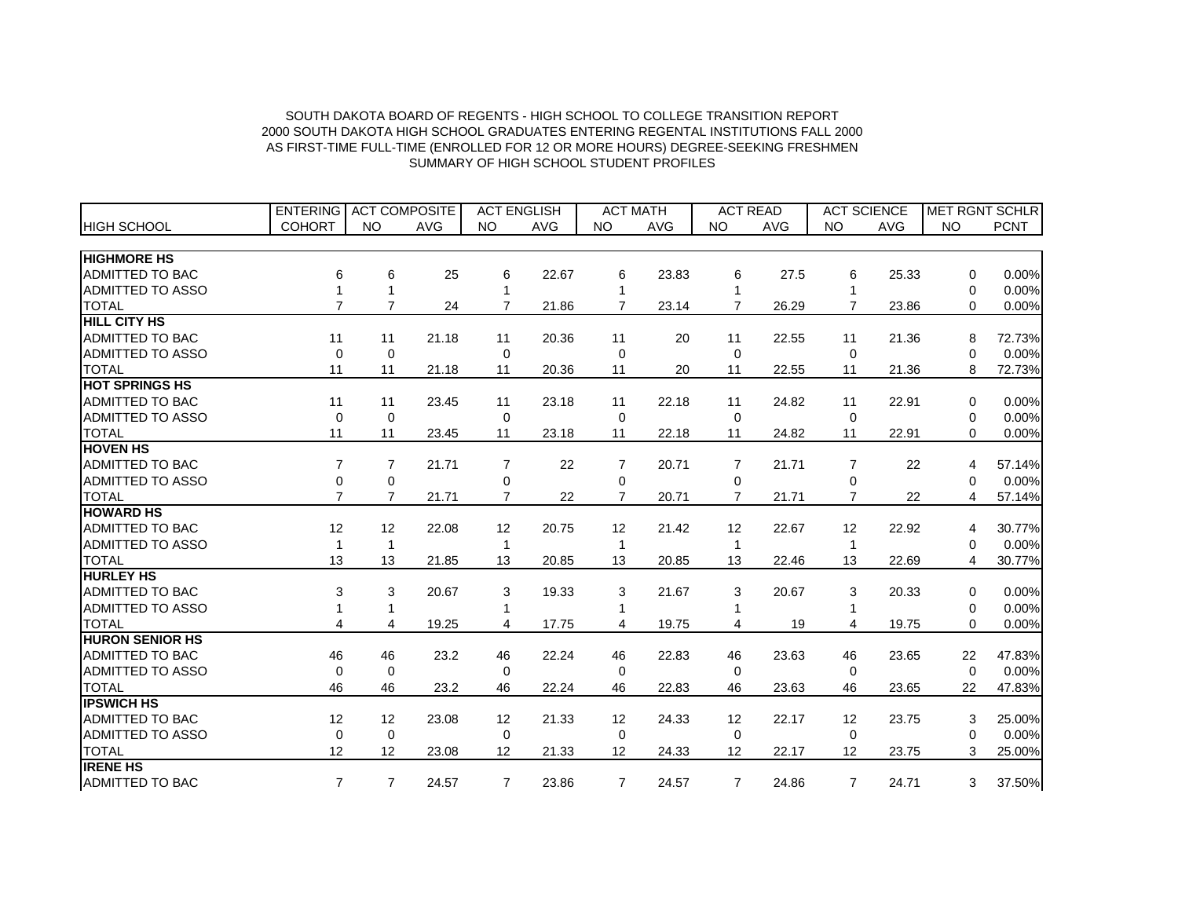SOUTH DAKOTA BOARD OF REGENTS - HIGH SCHOOL TO COLLEGE TRANSITION REPORT
2000 SOUTH DAKOTA HIGH SCHOOL GRADUATES ENTERING REGENTAL INSTITUTIONS FALL 2000
AS FIRST-TIME FULL-TIME (ENROLLED FOR 12 OR MORE HOURS) DEGREE-SEEKING FRESHMEN
SUMMARY OF HIGH SCHOOL STUDENT PROFILES

| | ENTERING | ACT COMPOSITE | | ACT ENGLISH | | ACT MATH | | ACT READ | | ACT SCIENCE | | MET RGNT SCHLR | |
|---|---|---|---|---|---|---|---|---|---|---|---|---|---|
| HIGH SCHOOL | COHORT | NO | AVG | NO | AVG | NO | AVG | NO | AVG | NO | AVG | NO | PCNT |
| **HIGHMORE HS** | | | | | | | | | | | | | |
| ADMITTED TO BAC | 6 | 6 | 25 | 6 | 22.67 | 6 | 23.83 | 6 | 27.5 | 6 | 25.33 | 0 | 0.00% |
| ADMITTED TO ASSO | 1 | 1 | | 1 | | 1 | | 1 | | 1 | | 0 | 0.00% |
| TOTAL | 7 | 7 | 24 | 7 | 21.86 | 7 | 23.14 | 7 | 26.29 | 7 | 23.86 | 0 | 0.00% |
| **HILL CITY HS** | | | | | | | | | | | | | |
| ADMITTED TO BAC | 11 | 11 | 21.18 | 11 | 20.36 | 11 | 20 | 11 | 22.55 | 11 | 21.36 | 8 | 72.73% |
| ADMITTED TO ASSO | 0 | 0 | | 0 | | 0 | | 0 | | 0 | | 0 | 0.00% |
| TOTAL | 11 | 11 | 21.18 | 11 | 20.36 | 11 | 20 | 11 | 22.55 | 11 | 21.36 | 8 | 72.73% |
| **HOT SPRINGS HS** | | | | | | | | | | | | | |
| ADMITTED TO BAC | 11 | 11 | 23.45 | 11 | 23.18 | 11 | 22.18 | 11 | 24.82 | 11 | 22.91 | 0 | 0.00% |
| ADMITTED TO ASSO | 0 | 0 | | 0 | | 0 | | 0 | | 0 | | 0 | 0.00% |
| TOTAL | 11 | 11 | 23.45 | 11 | 23.18 | 11 | 22.18 | 11 | 24.82 | 11 | 22.91 | 0 | 0.00% |
| **HOVEN HS** | | | | | | | | | | | | | |
| ADMITTED TO BAC | 7 | 7 | 21.71 | 7 | 22 | 7 | 20.71 | 7 | 21.71 | 7 | 22 | 4 | 57.14% |
| ADMITTED TO ASSO | 0 | 0 | | 0 | | 0 | | 0 | | 0 | | 0 | 0.00% |
| TOTAL | 7 | 7 | 21.71 | 7 | 22 | 7 | 20.71 | 7 | 21.71 | 7 | 22 | 4 | 57.14% |
| **HOWARD HS** | | | | | | | | | | | | | |
| ADMITTED TO BAC | 12 | 12 | 22.08 | 12 | 20.75 | 12 | 21.42 | 12 | 22.67 | 12 | 22.92 | 4 | 30.77% |
| ADMITTED TO ASSO | 1 | 1 | | 1 | | 1 | | 1 | | 1 | | 0 | 0.00% |
| TOTAL | 13 | 13 | 21.85 | 13 | 20.85 | 13 | 20.85 | 13 | 22.46 | 13 | 22.69 | 4 | 30.77% |
| **HURLEY HS** | | | | | | | | | | | | | |
| ADMITTED TO BAC | 3 | 3 | 20.67 | 3 | 19.33 | 3 | 21.67 | 3 | 20.67 | 3 | 20.33 | 0 | 0.00% |
| ADMITTED TO ASSO | 1 | 1 | | 1 | | 1 | | 1 | | 1 | | 0 | 0.00% |
| TOTAL | 4 | 4 | 19.25 | 4 | 17.75 | 4 | 19.75 | 4 | 19 | 4 | 19.75 | 0 | 0.00% |
| **HURON SENIOR HS** | | | | | | | | | | | | | |
| ADMITTED TO BAC | 46 | 46 | 23.2 | 46 | 22.24 | 46 | 22.83 | 46 | 23.63 | 46 | 23.65 | 22 | 47.83% |
| ADMITTED TO ASSO | 0 | 0 | | 0 | | 0 | | 0 | | 0 | | 0 | 0.00% |
| TOTAL | 46 | 46 | 23.2 | 46 | 22.24 | 46 | 22.83 | 46 | 23.63 | 46 | 23.65 | 22 | 47.83% |
| **IPSWICH HS** | | | | | | | | | | | | | |
| ADMITTED TO BAC | 12 | 12 | 23.08 | 12 | 21.33 | 12 | 24.33 | 12 | 22.17 | 12 | 23.75 | 3 | 25.00% |
| ADMITTED TO ASSO | 0 | 0 | | 0 | | 0 | | 0 | | 0 | | 0 | 0.00% |
| TOTAL | 12 | 12 | 23.08 | 12 | 21.33 | 12 | 24.33 | 12 | 22.17 | 12 | 23.75 | 3 | 25.00% |
| **IRENE HS** | | | | | | | | | | | | | |
| ADMITTED TO BAC | 7 | 7 | 24.57 | 7 | 23.86 | 7 | 24.57 | 7 | 24.86 | 7 | 24.71 | 3 | 37.50% |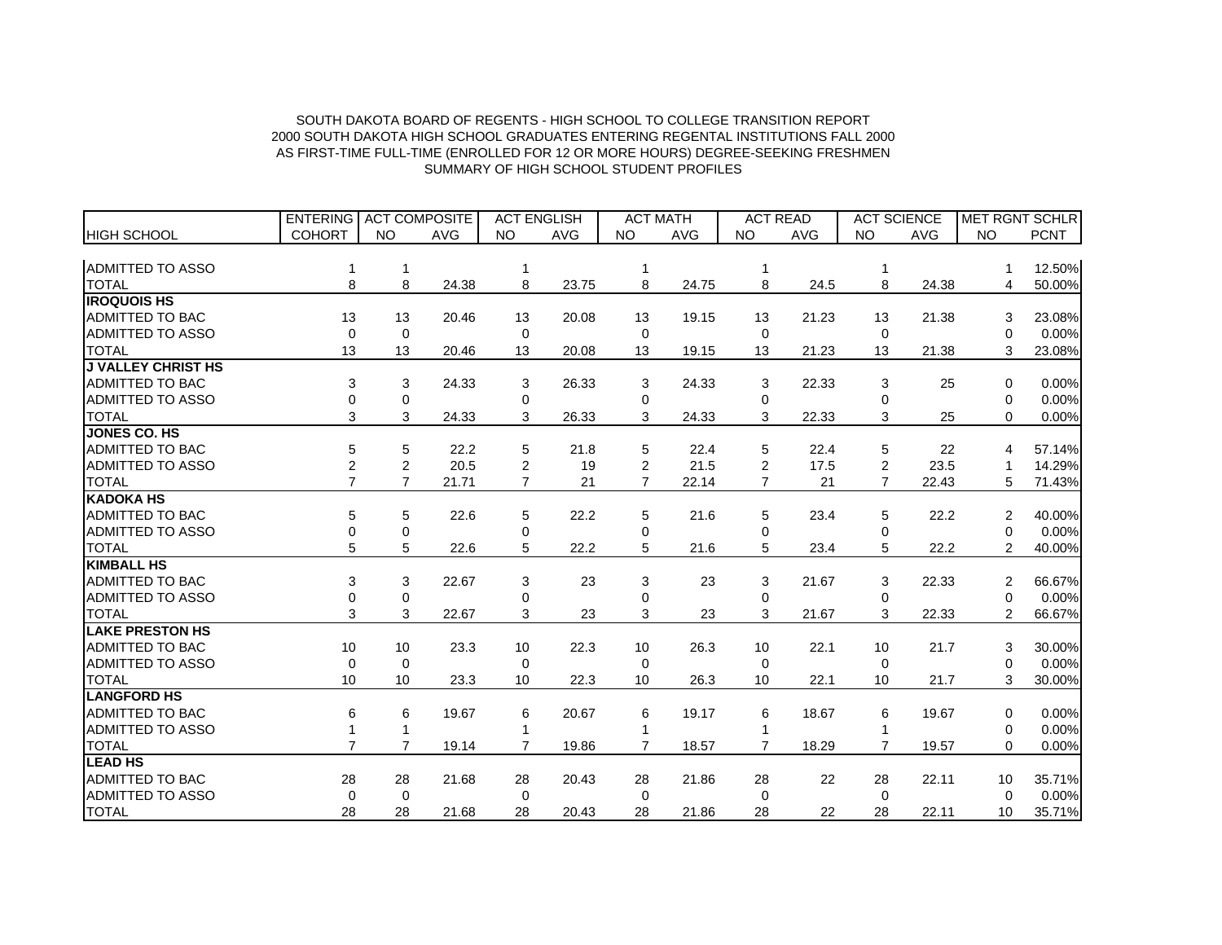SOUTH DAKOTA BOARD OF REGENTS - HIGH SCHOOL TO COLLEGE TRANSITION REPORT
2000 SOUTH DAKOTA HIGH SCHOOL GRADUATES ENTERING REGENTAL INSTITUTIONS FALL 2000
AS FIRST-TIME FULL-TIME (ENROLLED FOR 12 OR MORE HOURS) DEGREE-SEEKING FRESHMEN
SUMMARY OF HIGH SCHOOL STUDENT PROFILES

| | ENTERING | ACT COMPOSITE | | ACT ENGLISH | | ACT MATH | | ACT READ | | ACT SCIENCE | | MET RGNT SCHLR | |
|---|---|---|---|---|---|---|---|---|---|---|---|---|---|
| HIGH SCHOOL | COHORT | NO | AVG | NO | AVG | NO | AVG | NO | AVG | NO | AVG | NO | PCNT |
| ADMITTED TO ASSO | 1 | 1 | | 1 | | 1 | | 1 | | 1 | | 1 | 12.50% |
| TOTAL | 8 | 8 | 24.38 | 8 | 23.75 | 8 | 24.75 | 8 | 24.5 | 8 | 24.38 | 4 | 50.00% |
| **IROQUOIS HS** | | | | | | | | | | | | | |
| ADMITTED TO BAC | 13 | 13 | 20.46 | 13 | 20.08 | 13 | 19.15 | 13 | 21.23 | 13 | 21.38 | 3 | 23.08% |
| ADMITTED TO ASSO | 0 | 0 | | 0 | | 0 | | 0 | | 0 | | 0 | 0.00% |
| TOTAL | 13 | 13 | 20.46 | 13 | 20.08 | 13 | 19.15 | 13 | 21.23 | 13 | 21.38 | 3 | 23.08% |
| **J VALLEY CHRIST HS** | | | | | | | | | | | | | |
| ADMITTED TO BAC | 3 | 3 | 24.33 | 3 | 26.33 | 3 | 24.33 | 3 | 22.33 | 3 | 25 | 0 | 0.00% |
| ADMITTED TO ASSO | 0 | 0 | | 0 | | 0 | | 0 | | 0 | | 0 | 0.00% |
| TOTAL | 3 | 3 | 24.33 | 3 | 26.33 | 3 | 24.33 | 3 | 22.33 | 3 | 25 | 0 | 0.00% |
| **JONES CO. HS** | | | | | | | | | | | | | |
| ADMITTED TO BAC | 5 | 5 | 22.2 | 5 | 21.8 | 5 | 22.4 | 5 | 22.4 | 5 | 22 | 4 | 57.14% |
| ADMITTED TO ASSO | 2 | 2 | 20.5 | 2 | 19 | 2 | 21.5 | 2 | 17.5 | 2 | 23.5 | 1 | 14.29% |
| TOTAL | 7 | 7 | 21.71 | 7 | 21 | 7 | 22.14 | 7 | 21 | 7 | 22.43 | 5 | 71.43% |
| **KADOKA HS** | | | | | | | | | | | | | |
| ADMITTED TO BAC | 5 | 5 | 22.6 | 5 | 22.2 | 5 | 21.6 | 5 | 23.4 | 5 | 22.2 | 2 | 40.00% |
| ADMITTED TO ASSO | 0 | 0 | | 0 | | 0 | | 0 | | 0 | | 0 | 0.00% |
| TOTAL | 5 | 5 | 22.6 | 5 | 22.2 | 5 | 21.6 | 5 | 23.4 | 5 | 22.2 | 2 | 40.00% |
| **KIMBALL HS** | | | | | | | | | | | | | |
| ADMITTED TO BAC | 3 | 3 | 22.67 | 3 | 23 | 3 | 23 | 3 | 21.67 | 3 | 22.33 | 2 | 66.67% |
| ADMITTED TO ASSO | 0 | 0 | | 0 | | 0 | | 0 | | 0 | | 0 | 0.00% |
| TOTAL | 3 | 3 | 22.67 | 3 | 23 | 3 | 23 | 3 | 21.67 | 3 | 22.33 | 2 | 66.67% |
| **LAKE PRESTON HS** | | | | | | | | | | | | | |
| ADMITTED TO BAC | 10 | 10 | 23.3 | 10 | 22.3 | 10 | 26.3 | 10 | 22.1 | 10 | 21.7 | 3 | 30.00% |
| ADMITTED TO ASSO | 0 | 0 | | 0 | | 0 | | 0 | | 0 | | 0 | 0.00% |
| TOTAL | 10 | 10 | 23.3 | 10 | 22.3 | 10 | 26.3 | 10 | 22.1 | 10 | 21.7 | 3 | 30.00% |
| **LANGFORD HS** | | | | | | | | | | | | | |
| ADMITTED TO BAC | 6 | 6 | 19.67 | 6 | 20.67 | 6 | 19.17 | 6 | 18.67 | 6 | 19.67 | 0 | 0.00% |
| ADMITTED TO ASSO | 1 | 1 | | 1 | | 1 | | 1 | | 1 | | 0 | 0.00% |
| TOTAL | 7 | 7 | 19.14 | 7 | 19.86 | 7 | 18.57 | 7 | 18.29 | 7 | 19.57 | 0 | 0.00% |
| **LEAD HS** | | | | | | | | | | | | | |
| ADMITTED TO BAC | 28 | 28 | 21.68 | 28 | 20.43 | 28 | 21.86 | 28 | 22 | 28 | 22.11 | 10 | 35.71% |
| ADMITTED TO ASSO | 0 | 0 | | 0 | | 0 | | 0 | | 0 | | 0 | 0.00% |
| TOTAL | 28 | 28 | 21.68 | 28 | 20.43 | 28 | 21.86 | 28 | 22 | 28 | 22.11 | 10 | 35.71% |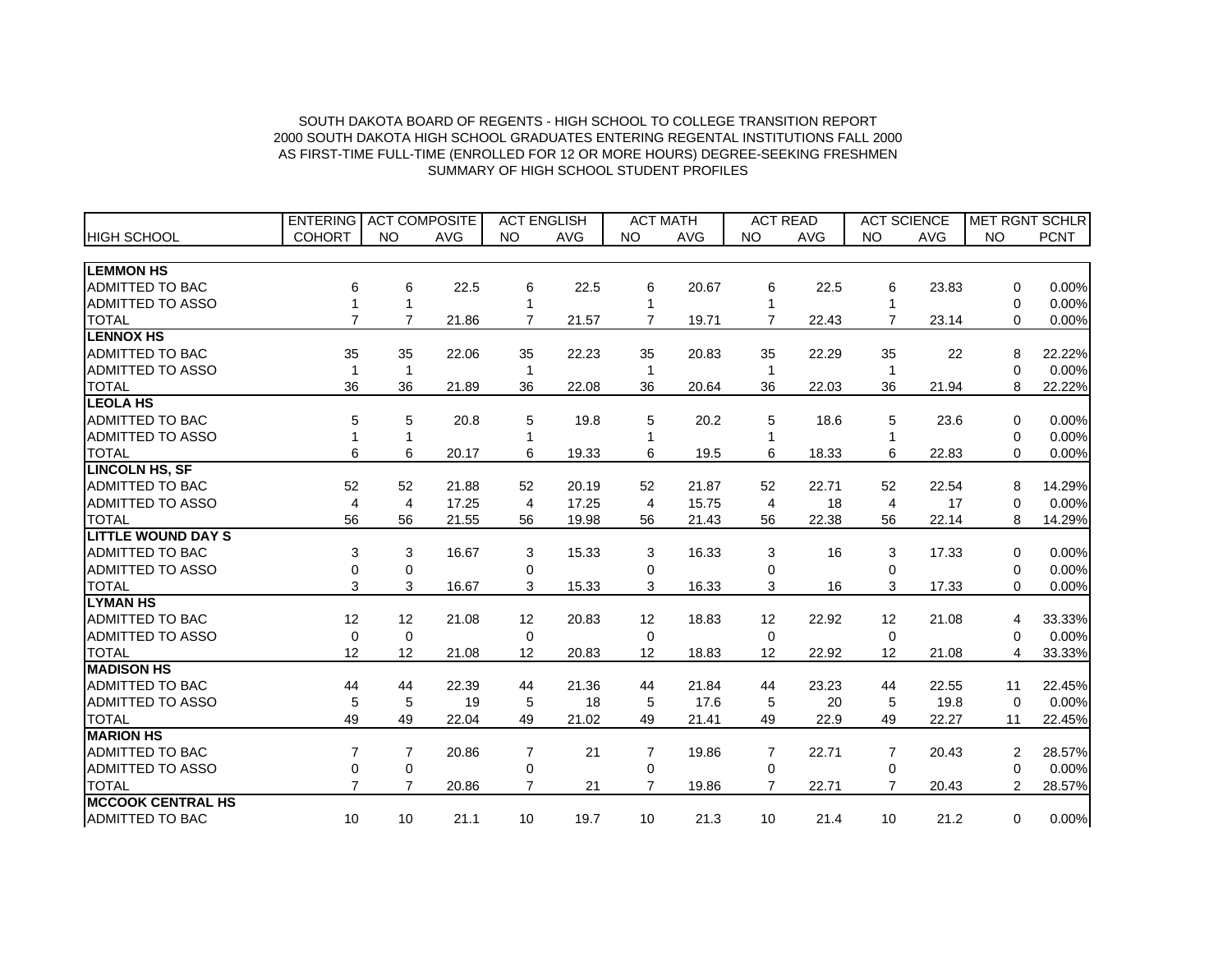SOUTH DAKOTA BOARD OF REGENTS - HIGH SCHOOL TO COLLEGE TRANSITION REPORT
2000 SOUTH DAKOTA HIGH SCHOOL GRADUATES ENTERING REGENTAL INSTITUTIONS FALL 2000
AS FIRST-TIME FULL-TIME (ENROLLED FOR 12 OR MORE HOURS) DEGREE-SEEKING FRESHMEN
SUMMARY OF HIGH SCHOOL STUDENT PROFILES

| | ENTERING | ACT COMPOSITE | | ACT ENGLISH | | ACT MATH | | ACT READ | | ACT SCIENCE | | MET RGNT SCHLR | |
|---|---|---|---|---|---|---|---|---|---|---|---|---|---|
| HIGH SCHOOL | COHORT | NO | AVG | NO | AVG | NO | AVG | NO | AVG | NO | AVG | NO | PCNT |
| **LEMMON HS** | | | | | | | | | | | | | |
| ADMITTED TO BAC | 6 | 6 | 22.5 | 6 | 22.5 | 6 | 20.67 | 6 | 22.5 | 6 | 23.83 | 0 | 0.00% |
| ADMITTED TO ASSO | 1 | 1 | | 1 | | 1 | | 1 | | 1 | | 0 | 0.00% |
| TOTAL | 7 | 7 | 21.86 | 7 | 21.57 | 7 | 19.71 | 7 | 22.43 | 7 | 23.14 | 0 | 0.00% |
| **LENNOX HS** | | | | | | | | | | | | | |
| ADMITTED TO BAC | 35 | 35 | 22.06 | 35 | 22.23 | 35 | 20.83 | 35 | 22.29 | 35 | 22 | 8 | 22.22% |
| ADMITTED TO ASSO | 1 | 1 | | 1 | | 1 | | 1 | | 1 | | 0 | 0.00% |
| TOTAL | 36 | 36 | 21.89 | 36 | 22.08 | 36 | 20.64 | 36 | 22.03 | 36 | 21.94 | 8 | 22.22% |
| **LEOLA HS** | | | | | | | | | | | | | |
| ADMITTED TO BAC | 5 | 5 | 20.8 | 5 | 19.8 | 5 | 20.2 | 5 | 18.6 | 5 | 23.6 | 0 | 0.00% |
| ADMITTED TO ASSO | 1 | 1 | | 1 | | 1 | | 1 | | 1 | | 0 | 0.00% |
| TOTAL | 6 | 6 | 20.17 | 6 | 19.33 | 6 | 19.5 | 6 | 18.33 | 6 | 22.83 | 0 | 0.00% |
| **LINCOLN HS, SF** | | | | | | | | | | | | | |
| ADMITTED TO BAC | 52 | 52 | 21.88 | 52 | 20.19 | 52 | 21.87 | 52 | 22.71 | 52 | 22.54 | 8 | 14.29% |
| ADMITTED TO ASSO | 4 | 4 | 17.25 | 4 | 17.25 | 4 | 15.75 | 4 | 18 | 4 | 17 | 0 | 0.00% |
| TOTAL | 56 | 56 | 21.55 | 56 | 19.98 | 56 | 21.43 | 56 | 22.38 | 56 | 22.14 | 8 | 14.29% |
| **LITTLE WOUND DAY S** | | | | | | | | | | | | | |
| ADMITTED TO BAC | 3 | 3 | 16.67 | 3 | 15.33 | 3 | 16.33 | 3 | 16 | 3 | 17.33 | 0 | 0.00% |
| ADMITTED TO ASSO | 0 | 0 | | 0 | | 0 | | 0 | | 0 | | 0 | 0.00% |
| TOTAL | 3 | 3 | 16.67 | 3 | 15.33 | 3 | 16.33 | 3 | 16 | 3 | 17.33 | 0 | 0.00% |
| **LYMAN HS** | | | | | | | | | | | | | |
| ADMITTED TO BAC | 12 | 12 | 21.08 | 12 | 20.83 | 12 | 18.83 | 12 | 22.92 | 12 | 21.08 | 4 | 33.33% |
| ADMITTED TO ASSO | 0 | 0 | | 0 | | 0 | | 0 | | 0 | | 0 | 0.00% |
| TOTAL | 12 | 12 | 21.08 | 12 | 20.83 | 12 | 18.83 | 12 | 22.92 | 12 | 21.08 | 4 | 33.33% |
| **MADISON HS** | | | | | | | | | | | | | |
| ADMITTED TO BAC | 44 | 44 | 22.39 | 44 | 21.36 | 44 | 21.84 | 44 | 23.23 | 44 | 22.55 | 11 | 22.45% |
| ADMITTED TO ASSO | 5 | 5 | 19 | 5 | 18 | 5 | 17.6 | 5 | 20 | 5 | 19.8 | 0 | 0.00% |
| TOTAL | 49 | 49 | 22.04 | 49 | 21.02 | 49 | 21.41 | 49 | 22.9 | 49 | 22.27 | 11 | 22.45% |
| **MARION HS** | | | | | | | | | | | | | |
| ADMITTED TO BAC | 7 | 7 | 20.86 | 7 | 21 | 7 | 19.86 | 7 | 22.71 | 7 | 20.43 | 2 | 28.57% |
| ADMITTED TO ASSO | 0 | 0 | | 0 | | 0 | | 0 | | 0 | | 0 | 0.00% |
| TOTAL | 7 | 7 | 20.86 | 7 | 21 | 7 | 19.86 | 7 | 22.71 | 7 | 20.43 | 2 | 28.57% |
| **MCCOOK CENTRAL HS** | | | | | | | | | | | | | |
| ADMITTED TO BAC | 10 | 10 | 21.1 | 10 | 19.7 | 10 | 21.3 | 10 | 21.4 | 10 | 21.2 | 0 | 0.00% |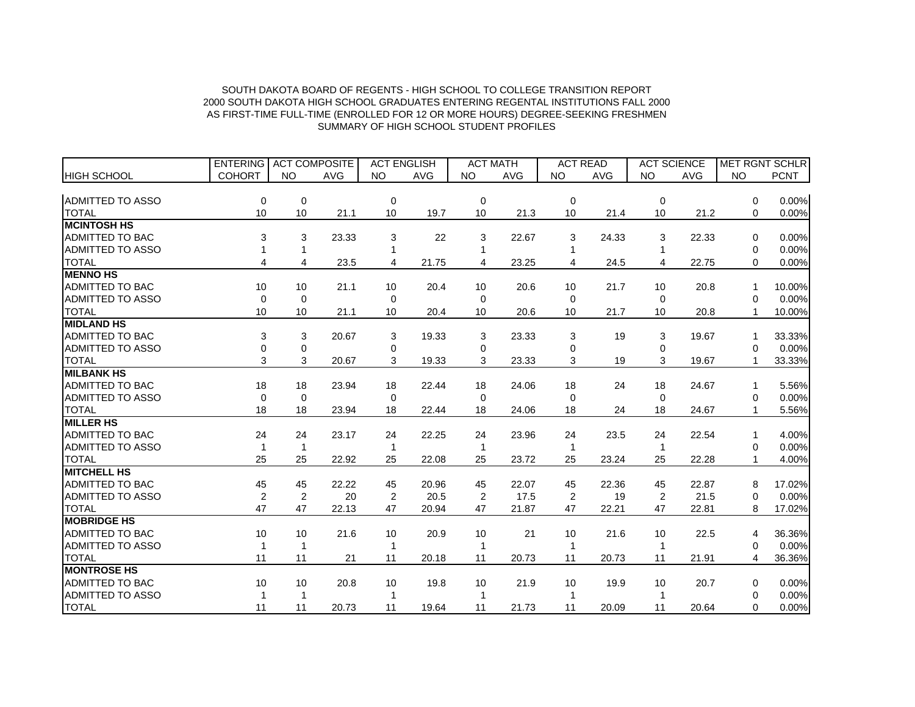SOUTH DAKOTA BOARD OF REGENTS - HIGH SCHOOL TO COLLEGE TRANSITION REPORT
2000 SOUTH DAKOTA HIGH SCHOOL GRADUATES ENTERING REGENTAL INSTITUTIONS FALL 2000
AS FIRST-TIME FULL-TIME (ENROLLED FOR 12 OR MORE HOURS) DEGREE-SEEKING FRESHMEN
SUMMARY OF HIGH SCHOOL STUDENT PROFILES

| | ENTERING | ACT COMPOSITE | | ACT ENGLISH | | ACT MATH | | ACT READ | | ACT SCIENCE | | MET RGNT SCHLR | |
|---|---|---|---|---|---|---|---|---|---|---|---|---|---|
| HIGH SCHOOL | COHORT | NO | AVG | NO | AVG | NO | AVG | NO | AVG | NO | AVG | NO | PCNT |
| ADMITTED TO ASSO | 0 | 0 | | 0 | | 0 | | 0 | | 0 | | 0 | 0.00% |
| TOTAL | 10 | 10 | 21.1 | 10 | 19.7 | 10 | 21.3 | 10 | 21.4 | 10 | 21.2 | 0 | 0.00% |
| **MCINTOSH HS** | | | | | | | | | | | | | |
| ADMITTED TO BAC | 3 | 3 | 23.33 | 3 | 22 | 3 | 22.67 | 3 | 24.33 | 3 | 22.33 | 0 | 0.00% |
| ADMITTED TO ASSO | 1 | 1 | | 1 | | 1 | | 1 | | 1 | | 0 | 0.00% |
| TOTAL | 4 | 4 | 23.5 | 4 | 21.75 | 4 | 23.25 | 4 | 24.5 | 4 | 22.75 | 0 | 0.00% |
| **MENNO HS** | | | | | | | | | | | | | |
| ADMITTED TO BAC | 10 | 10 | 21.1 | 10 | 20.4 | 10 | 20.6 | 10 | 21.7 | 10 | 20.8 | 1 | 10.00% |
| ADMITTED TO ASSO | 0 | 0 | | 0 | | 0 | | 0 | | 0 | | 0 | 0.00% |
| TOTAL | 10 | 10 | 21.1 | 10 | 20.4 | 10 | 20.6 | 10 | 21.7 | 10 | 20.8 | 1 | 10.00% |
| **MIDLAND HS** | | | | | | | | | | | | | |
| ADMITTED TO BAC | 3 | 3 | 20.67 | 3 | 19.33 | 3 | 23.33 | 3 | 19 | 3 | 19.67 | 1 | 33.33% |
| ADMITTED TO ASSO | 0 | 0 | | 0 | | 0 | | 0 | | 0 | | 0 | 0.00% |
| TOTAL | 3 | 3 | 20.67 | 3 | 19.33 | 3 | 23.33 | 3 | 19 | 3 | 19.67 | 1 | 33.33% |
| **MILBANK HS** | | | | | | | | | | | | | |
| ADMITTED TO BAC | 18 | 18 | 23.94 | 18 | 22.44 | 18 | 24.06 | 18 | 24 | 18 | 24.67 | 1 | 5.56% |
| ADMITTED TO ASSO | 0 | 0 | | 0 | | 0 | | 0 | | 0 | | 0 | 0.00% |
| TOTAL | 18 | 18 | 23.94 | 18 | 22.44 | 18 | 24.06 | 18 | 24 | 18 | 24.67 | 1 | 5.56% |
| **MILLER HS** | | | | | | | | | | | | | |
| ADMITTED TO BAC | 24 | 24 | 23.17 | 24 | 22.25 | 24 | 23.96 | 24 | 23.5 | 24 | 22.54 | 1 | 4.00% |
| ADMITTED TO ASSO | 1 | 1 | | 1 | | 1 | | 1 | | 1 | | 0 | 0.00% |
| TOTAL | 25 | 25 | 22.92 | 25 | 22.08 | 25 | 23.72 | 25 | 23.24 | 25 | 22.28 | 1 | 4.00% |
| **MITCHELL HS** | | | | | | | | | | | | | |
| ADMITTED TO BAC | 45 | 45 | 22.22 | 45 | 20.96 | 45 | 22.07 | 45 | 22.36 | 45 | 22.87 | 8 | 17.02% |
| ADMITTED TO ASSO | 2 | 2 | 20 | 2 | 20.5 | 2 | 17.5 | 2 | 19 | 2 | 21.5 | 0 | 0.00% |
| TOTAL | 47 | 47 | 22.13 | 47 | 20.94 | 47 | 21.87 | 47 | 22.21 | 47 | 22.81 | 8 | 17.02% |
| **MOBRIDGE HS** | | | | | | | | | | | | | |
| ADMITTED TO BAC | 10 | 10 | 21.6 | 10 | 20.9 | 10 | 21 | 10 | 21.6 | 10 | 22.5 | 4 | 36.36% |
| ADMITTED TO ASSO | 1 | 1 | | 1 | | 1 | | 1 | | 1 | | 0 | 0.00% |
| TOTAL | 11 | 11 | 21 | 11 | 20.18 | 11 | 20.73 | 11 | 20.73 | 11 | 21.91 | 4 | 36.36% |
| **MONTROSE HS** | | | | | | | | | | | | | |
| ADMITTED TO BAC | 10 | 10 | 20.8 | 10 | 19.8 | 10 | 21.9 | 10 | 19.9 | 10 | 20.7 | 0 | 0.00% |
| ADMITTED TO ASSO | 1 | 1 | | 1 | | 1 | | 1 | | 1 | | 0 | 0.00% |
| TOTAL | 11 | 11 | 20.73 | 11 | 19.64 | 11 | 21.73 | 11 | 20.09 | 11 | 20.64 | 0 | 0.00% |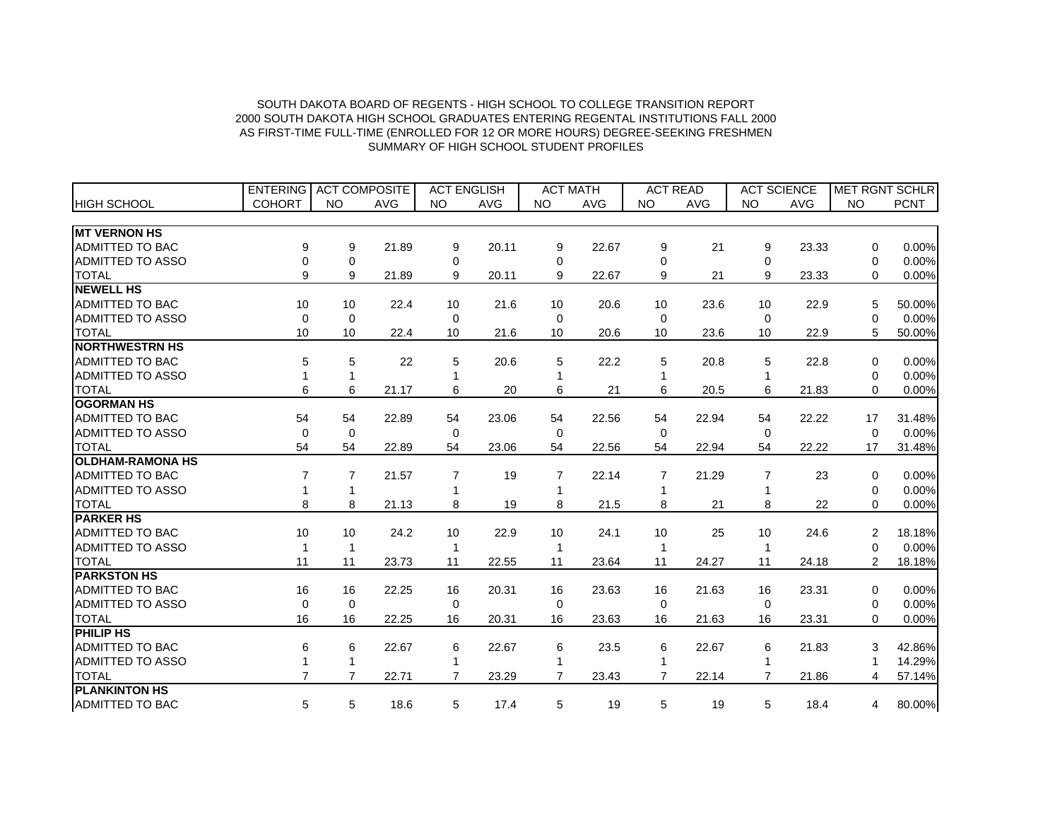SOUTH DAKOTA BOARD OF REGENTS - HIGH SCHOOL TO COLLEGE TRANSITION REPORT
2000 SOUTH DAKOTA HIGH SCHOOL GRADUATES ENTERING REGENTAL INSTITUTIONS FALL 2000
AS FIRST-TIME FULL-TIME (ENROLLED FOR 12 OR MORE HOURS) DEGREE-SEEKING FRESHMEN
SUMMARY OF HIGH SCHOOL STUDENT PROFILES

| | ENTERING | ACT COMPOSITE | | ACT ENGLISH | | ACT MATH | | ACT READ | | ACT SCIENCE | | MET RGNT SCHLR | |
|---|---|---|---|---|---|---|---|---|---|---|---|---|---|
| HIGH SCHOOL | COHORT | NO | AVG | NO | AVG | NO | AVG | NO | AVG | NO | AVG | NO | PCNT |
| **MT VERNON HS** | | | | | | | | | | | | | |
| ADMITTED TO BAC | 9 | 9 | 21.89 | 9 | 20.11 | 9 | 22.67 | 9 | 21 | 9 | 23.33 | 0 | 0.00% |
| ADMITTED TO ASSO | 0 | 0 | | 0 | | 0 | | 0 | | 0 | | 0 | 0.00% |
| TOTAL | 9 | 9 | 21.89 | 9 | 20.11 | 9 | 22.67 | 9 | 21 | 9 | 23.33 | 0 | 0.00% |
| **NEWELL HS** | | | | | | | | | | | | | |
| ADMITTED TO BAC | 10 | 10 | 22.4 | 10 | 21.6 | 10 | 20.6 | 10 | 23.6 | 10 | 22.9 | 5 | 50.00% |
| ADMITTED TO ASSO | 0 | 0 | | 0 | | 0 | | 0 | | 0 | | 0 | 0.00% |
| TOTAL | 10 | 10 | 22.4 | 10 | 21.6 | 10 | 20.6 | 10 | 23.6 | 10 | 22.9 | 5 | 50.00% |
| **NORTHWESTRN HS** | | | | | | | | | | | | | |
| ADMITTED TO BAC | 5 | 5 | 22 | 5 | 20.6 | 5 | 22.2 | 5 | 20.8 | 5 | 22.8 | 0 | 0.00% |
| ADMITTED TO ASSO | 1 | 1 | | 1 | | 1 | | 1 | | 1 | | 0 | 0.00% |
| TOTAL | 6 | 6 | 21.17 | 6 | 20 | 6 | 21 | 6 | 20.5 | 6 | 21.83 | 0 | 0.00% |
| **OGORMAN HS** | | | | | | | | | | | | | |
| ADMITTED TO BAC | 54 | 54 | 22.89 | 54 | 23.06 | 54 | 22.56 | 54 | 22.94 | 54 | 22.22 | 17 | 31.48% |
| ADMITTED TO ASSO | 0 | 0 | | 0 | | 0 | | 0 | | 0 | | 0 | 0.00% |
| TOTAL | 54 | 54 | 22.89 | 54 | 23.06 | 54 | 22.56 | 54 | 22.94 | 54 | 22.22 | 17 | 31.48% |
| **OLDHAM-RAMONA HS** | | | | | | | | | | | | | |
| ADMITTED TO BAC | 7 | 7 | 21.57 | 7 | 19 | 7 | 22.14 | 7 | 21.29 | 7 | 23 | 0 | 0.00% |
| ADMITTED TO ASSO | 1 | 1 | | 1 | | 1 | | 1 | | 1 | | 0 | 0.00% |
| TOTAL | 8 | 8 | 21.13 | 8 | 19 | 8 | 21.5 | 8 | 21 | 8 | 22 | 0 | 0.00% |
| **PARKER HS** | | | | | | | | | | | | | |
| ADMITTED TO BAC | 10 | 10 | 24.2 | 10 | 22.9 | 10 | 24.1 | 10 | 25 | 10 | 24.6 | 2 | 18.18% |
| ADMITTED TO ASSO | 1 | 1 | | 1 | | 1 | | 1 | | 1 | | 0 | 0.00% |
| TOTAL | 11 | 11 | 23.73 | 11 | 22.55 | 11 | 23.64 | 11 | 24.27 | 11 | 24.18 | 2 | 18.18% |
| **PARKSTON HS** | | | | | | | | | | | | | |
| ADMITTED TO BAC | 16 | 16 | 22.25 | 16 | 20.31 | 16 | 23.63 | 16 | 21.63 | 16 | 23.31 | 0 | 0.00% |
| ADMITTED TO ASSO | 0 | 0 | | 0 | | 0 | | 0 | | 0 | | 0 | 0.00% |
| TOTAL | 16 | 16 | 22.25 | 16 | 20.31 | 16 | 23.63 | 16 | 21.63 | 16 | 23.31 | 0 | 0.00% |
| **PHILIP HS** | | | | | | | | | | | | | |
| ADMITTED TO BAC | 6 | 6 | 22.67 | 6 | 22.67 | 6 | 23.5 | 6 | 22.67 | 6 | 21.83 | 3 | 42.86% |
| ADMITTED TO ASSO | 1 | 1 | | 1 | | 1 | | 1 | | 1 | | 1 | 14.29% |
| TOTAL | 7 | 7 | 22.71 | 7 | 23.29 | 7 | 23.43 | 7 | 22.14 | 7 | 21.86 | 4 | 57.14% |
| **PLANKINTON HS** | | | | | | | | | | | | | |
| ADMITTED TO BAC | 5 | 5 | 18.6 | 5 | 17.4 | 5 | 19 | 5 | 19 | 5 | 18.4 | 4 | 80.00% |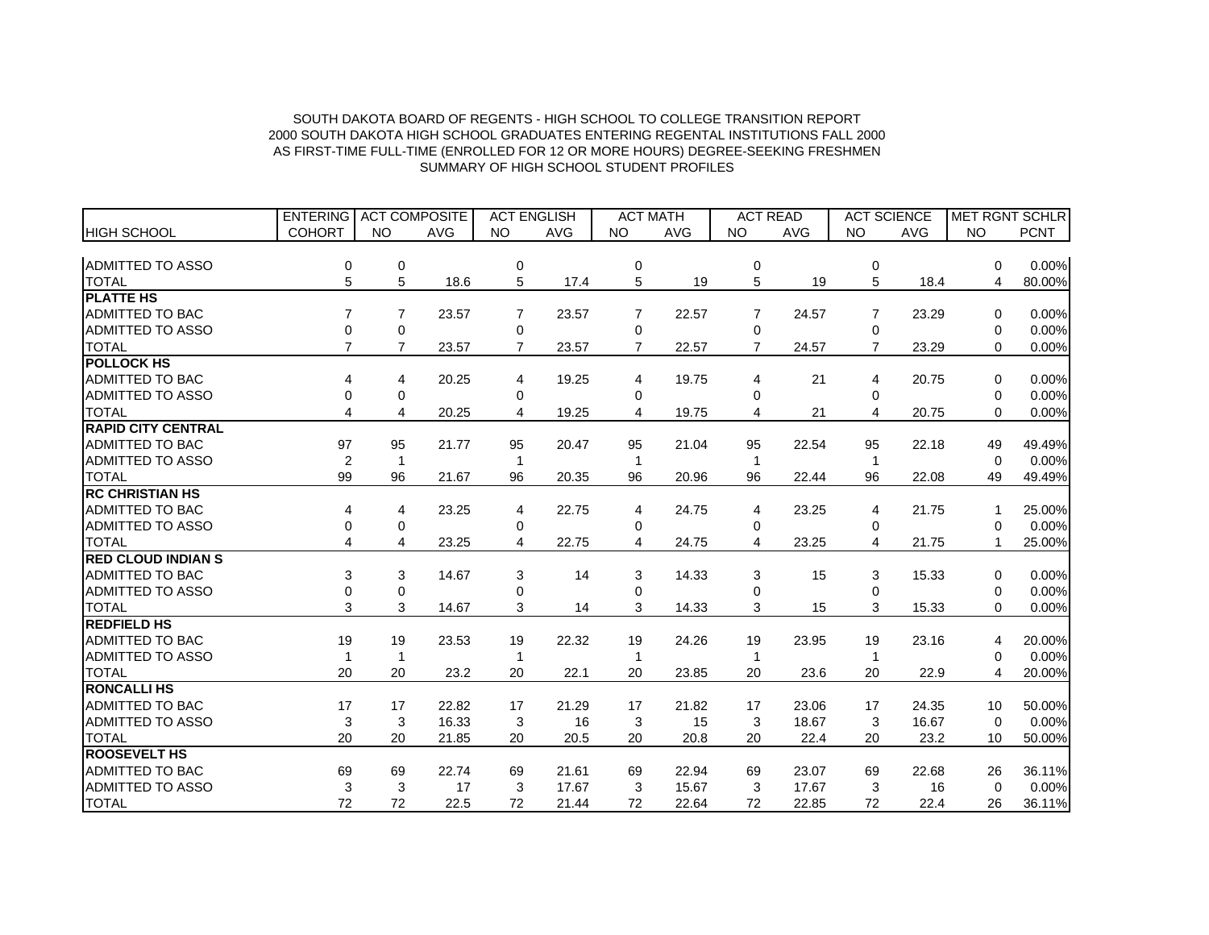SOUTH DAKOTA BOARD OF REGENTS - HIGH SCHOOL TO COLLEGE TRANSITION REPORT
2000 SOUTH DAKOTA HIGH SCHOOL GRADUATES ENTERING REGENTAL INSTITUTIONS FALL 2000
AS FIRST-TIME FULL-TIME (ENROLLED FOR 12 OR MORE HOURS) DEGREE-SEEKING FRESHMEN
SUMMARY OF HIGH SCHOOL STUDENT PROFILES

| | ENTERING | ACT COMPOSITE | | ACT ENGLISH | | ACT MATH | | ACT READ | | ACT SCIENCE | | MET RGNT SCHLR | |
|---|---|---|---|---|---|---|---|---|---|---|---|---|---|
| HIGH SCHOOL | COHORT | NO | AVG | NO | AVG | NO | AVG | NO | AVG | NO | AVG | NO | PCNT |
| ADMITTED TO ASSO | 0 | 0 | | 0 | | 0 | | 0 | | 0 | | 0 | 0.00% |
| TOTAL | 5 | 5 | 18.6 | 5 | 17.4 | 5 | 19 | 5 | 19 | 5 | 18.4 | 4 | 80.00% |
| **PLATTE HS** | | | | | | | | | | | | | |
| ADMITTED TO BAC | 7 | 7 | 23.57 | 7 | 23.57 | 7 | 22.57 | 7 | 24.57 | 7 | 23.29 | 0 | 0.00% |
| ADMITTED TO ASSO | 0 | 0 | | 0 | | 0 | | 0 | | 0 | | 0 | 0.00% |
| TOTAL | 7 | 7 | 23.57 | 7 | 23.57 | 7 | 22.57 | 7 | 24.57 | 7 | 23.29 | 0 | 0.00% |
| **POLLOCK HS** | | | | | | | | | | | | | |
| ADMITTED TO BAC | 4 | 4 | 20.25 | 4 | 19.25 | 4 | 19.75 | 4 | 21 | 4 | 20.75 | 0 | 0.00% |
| ADMITTED TO ASSO | 0 | 0 | | 0 | | 0 | | 0 | | 0 | | 0 | 0.00% |
| TOTAL | 4 | 4 | 20.25 | 4 | 19.25 | 4 | 19.75 | 4 | 21 | 4 | 20.75 | 0 | 0.00% |
| **RAPID CITY CENTRAL** | | | | | | | | | | | | | |
| ADMITTED TO BAC | 97 | 95 | 21.77 | 95 | 20.47 | 95 | 21.04 | 95 | 22.54 | 95 | 22.18 | 49 | 49.49% |
| ADMITTED TO ASSO | 2 | 1 | | 1 | | 1 | | 1 | | 1 | | 0 | 0.00% |
| TOTAL | 99 | 96 | 21.67 | 96 | 20.35 | 96 | 20.96 | 96 | 22.44 | 96 | 22.08 | 49 | 49.49% |
| **RC CHRISTIAN HS** | | | | | | | | | | | | | |
| ADMITTED TO BAC | 4 | 4 | 23.25 | 4 | 22.75 | 4 | 24.75 | 4 | 23.25 | 4 | 21.75 | 1 | 25.00% |
| ADMITTED TO ASSO | 0 | 0 | | 0 | | 0 | | 0 | | 0 | | 0 | 0.00% |
| TOTAL | 4 | 4 | 23.25 | 4 | 22.75 | 4 | 24.75 | 4 | 23.25 | 4 | 21.75 | 1 | 25.00% |
| **RED CLOUD INDIAN S** | | | | | | | | | | | | | |
| ADMITTED TO BAC | 3 | 3 | 14.67 | 3 | 14 | 3 | 14.33 | 3 | 15 | 3 | 15.33 | 0 | 0.00% |
| ADMITTED TO ASSO | 0 | 0 | | 0 | | 0 | | 0 | | 0 | | 0 | 0.00% |
| TOTAL | 3 | 3 | 14.67 | 3 | 14 | 3 | 14.33 | 3 | 15 | 3 | 15.33 | 0 | 0.00% |
| **REDFIELD HS** | | | | | | | | | | | | | |
| ADMITTED TO BAC | 19 | 19 | 23.53 | 19 | 22.32 | 19 | 24.26 | 19 | 23.95 | 19 | 23.16 | 4 | 20.00% |
| ADMITTED TO ASSO | 1 | 1 | | 1 | | 1 | | 1 | | 1 | | 0 | 0.00% |
| TOTAL | 20 | 20 | 23.2 | 20 | 22.1 | 20 | 23.85 | 20 | 23.6 | 20 | 22.9 | 4 | 20.00% |
| **RONCALLI HS** | | | | | | | | | | | | | |
| ADMITTED TO BAC | 17 | 17 | 22.82 | 17 | 21.29 | 17 | 21.82 | 17 | 23.06 | 17 | 24.35 | 10 | 50.00% |
| ADMITTED TO ASSO | 3 | 3 | 16.33 | 3 | 16 | 3 | 15 | 3 | 18.67 | 3 | 16.67 | 0 | 0.00% |
| TOTAL | 20 | 20 | 21.85 | 20 | 20.5 | 20 | 20.8 | 20 | 22.4 | 20 | 23.2 | 10 | 50.00% |
| **ROOSEVELT HS** | | | | | | | | | | | | | |
| ADMITTED TO BAC | 69 | 69 | 22.74 | 69 | 21.61 | 69 | 22.94 | 69 | 23.07 | 69 | 22.68 | 26 | 36.11% |
| ADMITTED TO ASSO | 3 | 3 | 17 | 3 | 17.67 | 3 | 15.67 | 3 | 17.67 | 3 | 16 | 0 | 0.00% |
| TOTAL | 72 | 72 | 22.5 | 72 | 21.44 | 72 | 22.64 | 72 | 22.85 | 72 | 22.4 | 26 | 36.11% |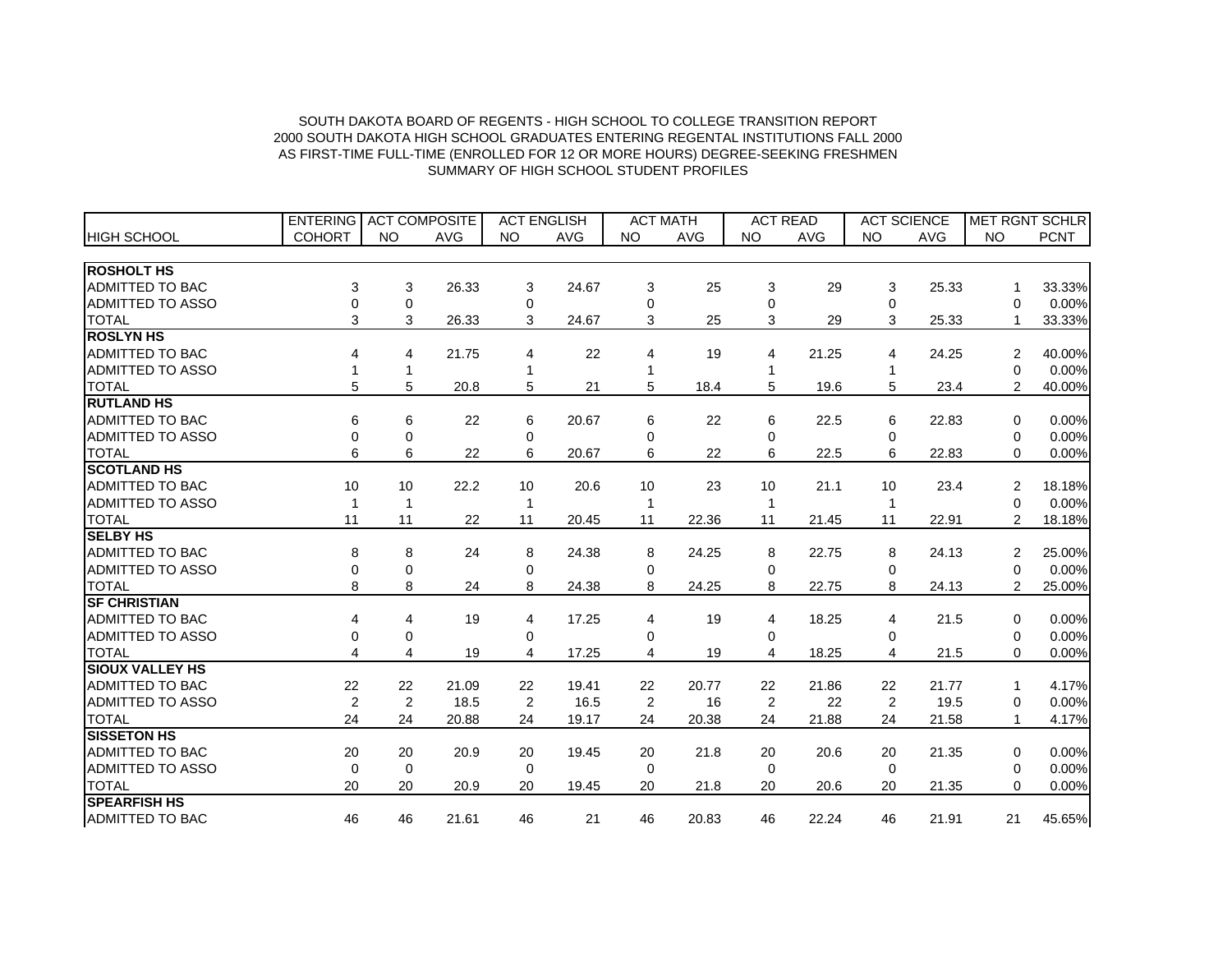SOUTH DAKOTA BOARD OF REGENTS - HIGH SCHOOL TO COLLEGE TRANSITION REPORT
2000 SOUTH DAKOTA HIGH SCHOOL GRADUATES ENTERING REGENTAL INSTITUTIONS FALL 2000
AS FIRST-TIME FULL-TIME (ENROLLED FOR 12 OR MORE HOURS) DEGREE-SEEKING FRESHMEN
SUMMARY OF HIGH SCHOOL STUDENT PROFILES

| | ENTERING | ACT COMPOSITE | | ACT ENGLISH | | ACT MATH | | ACT READ | | ACT SCIENCE | | MET RGNT SCHLR | |
|---|---|---|---|---|---|---|---|---|---|---|---|---|---|
| HIGH SCHOOL | COHORT | NO | AVG | NO | AVG | NO | AVG | NO | AVG | NO | AVG | NO | PCNT |
| **ROSHOLT HS** | | | | | | | | | | | | | |
| ADMITTED TO BAC | 3 | 3 | 26.33 | 3 | 24.67 | 3 | 25 | 3 | 29 | 3 | 25.33 | 1 | 33.33% |
| ADMITTED TO ASSO | 0 | 0 | | 0 | | 0 | | 0 | | 0 | | 0 | 0.00% |
| TOTAL | 3 | 3 | 26.33 | 3 | 24.67 | 3 | 25 | 3 | 29 | 3 | 25.33 | 1 | 33.33% |
| **ROSLYN HS** | | | | | | | | | | | | | |
| ADMITTED TO BAC | 4 | 4 | 21.75 | 4 | 22 | 4 | 19 | 4 | 21.25 | 4 | 24.25 | 2 | 40.00% |
| ADMITTED TO ASSO | 1 | 1 | | 1 | | 1 | | 1 | | 1 | | 0 | 0.00% |
| TOTAL | 5 | 5 | 20.8 | 5 | 21 | 5 | 18.4 | 5 | 19.6 | 5 | 23.4 | 2 | 40.00% |
| **RUTLAND HS** | | | | | | | | | | | | | |
| ADMITTED TO BAC | 6 | 6 | 22 | 6 | 20.67 | 6 | 22 | 6 | 22.5 | 6 | 22.83 | 0 | 0.00% |
| ADMITTED TO ASSO | 0 | 0 | | 0 | | 0 | | 0 | | 0 | | 0 | 0.00% |
| TOTAL | 6 | 6 | 22 | 6 | 20.67 | 6 | 22 | 6 | 22.5 | 6 | 22.83 | 0 | 0.00% |
| **SCOTLAND HS** | | | | | | | | | | | | | |
| ADMITTED TO BAC | 10 | 10 | 22.2 | 10 | 20.6 | 10 | 23 | 10 | 21.1 | 10 | 23.4 | 2 | 18.18% |
| ADMITTED TO ASSO | 1 | 1 | | 1 | | 1 | | 1 | | 1 | | 0 | 0.00% |
| TOTAL | 11 | 11 | 22 | 11 | 20.45 | 11 | 22.36 | 11 | 21.45 | 11 | 22.91 | 2 | 18.18% |
| **SELBY HS** | | | | | | | | | | | | | |
| ADMITTED TO BAC | 8 | 8 | 24 | 8 | 24.38 | 8 | 24.25 | 8 | 22.75 | 8 | 24.13 | 2 | 25.00% |
| ADMITTED TO ASSO | 0 | 0 | | 0 | | 0 | | 0 | | 0 | | 0 | 0.00% |
| TOTAL | 8 | 8 | 24 | 8 | 24.38 | 8 | 24.25 | 8 | 22.75 | 8 | 24.13 | 2 | 25.00% |
| **SF CHRISTIAN** | | | | | | | | | | | | | |
| ADMITTED TO BAC | 4 | 4 | 19 | 4 | 17.25 | 4 | 19 | 4 | 18.25 | 4 | 21.5 | 0 | 0.00% |
| ADMITTED TO ASSO | 0 | 0 | | 0 | | 0 | | 0 | | 0 | | 0 | 0.00% |
| TOTAL | 4 | 4 | 19 | 4 | 17.25 | 4 | 19 | 4 | 18.25 | 4 | 21.5 | 0 | 0.00% |
| **SIOUX VALLEY HS** | | | | | | | | | | | | | |
| ADMITTED TO BAC | 22 | 22 | 21.09 | 22 | 19.41 | 22 | 20.77 | 22 | 21.86 | 22 | 21.77 | 1 | 4.17% |
| ADMITTED TO ASSO | 2 | 2 | 18.5 | 2 | 16.5 | 2 | 16 | 2 | 22 | 2 | 19.5 | 0 | 0.00% |
| TOTAL | 24 | 24 | 20.88 | 24 | 19.17 | 24 | 20.38 | 24 | 21.88 | 24 | 21.58 | 1 | 4.17% |
| **SISSETON HS** | | | | | | | | | | | | | |
| ADMITTED TO BAC | 20 | 20 | 20.9 | 20 | 19.45 | 20 | 21.8 | 20 | 20.6 | 20 | 21.35 | 0 | 0.00% |
| ADMITTED TO ASSO | 0 | 0 | | 0 | | 0 | | 0 | | 0 | | 0 | 0.00% |
| TOTAL | 20 | 20 | 20.9 | 20 | 19.45 | 20 | 21.8 | 20 | 20.6 | 20 | 21.35 | 0 | 0.00% |
| **SPEARFISH HS** | | | | | | | | | | | | | |
| ADMITTED TO BAC | 46 | 46 | 21.61 | 46 | 21 | 46 | 20.83 | 46 | 22.24 | 46 | 21.91 | 21 | 45.65% |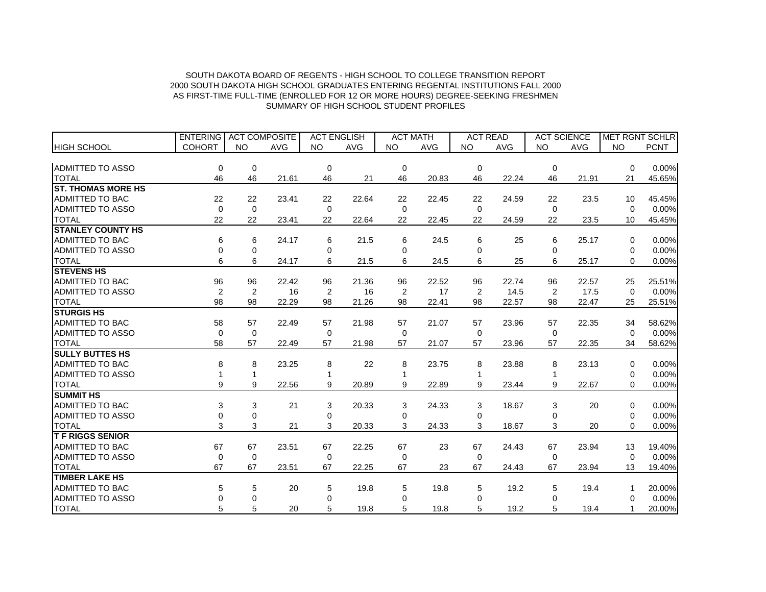SOUTH DAKOTA BOARD OF REGENTS - HIGH SCHOOL TO COLLEGE TRANSITION REPORT
2000 SOUTH DAKOTA HIGH SCHOOL GRADUATES ENTERING REGENTAL INSTITUTIONS FALL 2000
AS FIRST-TIME FULL-TIME (ENROLLED FOR 12 OR MORE HOURS) DEGREE-SEEKING FRESHMEN
SUMMARY OF HIGH SCHOOL STUDENT PROFILES

| | ENTERING | ACT COMPOSITE | | ACT ENGLISH | | ACT MATH | | ACT READ | | ACT SCIENCE | | MET RGNT SCHLR | |
|---|---|---|---|---|---|---|---|---|---|---|---|---|---|
| HIGH SCHOOL | COHORT | NO | AVG | NO | AVG | NO | AVG | NO | AVG | NO | AVG | NO | PCNT |
| ADMITTED TO ASSO | 0 | 0 | | 0 | | 0 | | 0 | | 0 | | 0 | 0.00% |
| TOTAL | 46 | 46 | 21.61 | 46 | 21 | 46 | 20.83 | 46 | 22.24 | 46 | 21.91 | 21 | 45.65% |
| **ST. THOMAS MORE HS** | | | | | | | | | | | | | |
| ADMITTED TO BAC | 22 | 22 | 23.41 | 22 | 22.64 | 22 | 22.45 | 22 | 24.59 | 22 | 23.5 | 10 | 45.45% |
| ADMITTED TO ASSO | 0 | 0 | | 0 | | 0 | | 0 | | 0 | | 0 | 0.00% |
| TOTAL | 22 | 22 | 23.41 | 22 | 22.64 | 22 | 22.45 | 22 | 24.59 | 22 | 23.5 | 10 | 45.45% |
| **STANLEY COUNTY HS** | | | | | | | | | | | | | |
| ADMITTED TO BAC | 6 | 6 | 24.17 | 6 | 21.5 | 6 | 24.5 | 6 | 25 | 6 | 25.17 | 0 | 0.00% |
| ADMITTED TO ASSO | 0 | 0 | | 0 | | 0 | | 0 | | 0 | | 0 | 0.00% |
| TOTAL | 6 | 6 | 24.17 | 6 | 21.5 | 6 | 24.5 | 6 | 25 | 6 | 25.17 | 0 | 0.00% |
| **STEVENS HS** | | | | | | | | | | | | | |
| ADMITTED TO BAC | 96 | 96 | 22.42 | 96 | 21.36 | 96 | 22.52 | 96 | 22.74 | 96 | 22.57 | 25 | 25.51% |
| ADMITTED TO ASSO | 2 | 2 | 16 | 2 | 16 | 2 | 17 | 2 | 14.5 | 2 | 17.5 | 0 | 0.00% |
| TOTAL | 98 | 98 | 22.29 | 98 | 21.26 | 98 | 22.41 | 98 | 22.57 | 98 | 22.47 | 25 | 25.51% |
| **STURGIS HS** | | | | | | | | | | | | | |
| ADMITTED TO BAC | 58 | 57 | 22.49 | 57 | 21.98 | 57 | 21.07 | 57 | 23.96 | 57 | 22.35 | 34 | 58.62% |
| ADMITTED TO ASSO | 0 | 0 | | 0 | | 0 | | 0 | | 0 | | 0 | 0.00% |
| TOTAL | 58 | 57 | 22.49 | 57 | 21.98 | 57 | 21.07 | 57 | 23.96 | 57 | 22.35 | 34 | 58.62% |
| **SULLY BUTTES HS** | | | | | | | | | | | | | |
| ADMITTED TO BAC | 8 | 8 | 23.25 | 8 | 22 | 8 | 23.75 | 8 | 23.88 | 8 | 23.13 | 0 | 0.00% |
| ADMITTED TO ASSO | 1 | 1 | | 1 | | 1 | | 1 | | 1 | | 0 | 0.00% |
| TOTAL | 9 | 9 | 22.56 | 9 | 20.89 | 9 | 22.89 | 9 | 23.44 | 9 | 22.67 | 0 | 0.00% |
| **SUMMIT HS** | | | | | | | | | | | | | |
| ADMITTED TO BAC | 3 | 3 | 21 | 3 | 20.33 | 3 | 24.33 | 3 | 18.67 | 3 | 20 | 0 | 0.00% |
| ADMITTED TO ASSO | 0 | 0 | | 0 | | 0 | | 0 | | 0 | | 0 | 0.00% |
| TOTAL | 3 | 3 | 21 | 3 | 20.33 | 3 | 24.33 | 3 | 18.67 | 3 | 20 | 0 | 0.00% |
| **T F RIGGS SENIOR** | | | | | | | | | | | | | |
| ADMITTED TO BAC | 67 | 67 | 23.51 | 67 | 22.25 | 67 | 23 | 67 | 24.43 | 67 | 23.94 | 13 | 19.40% |
| ADMITTED TO ASSO | 0 | 0 | | 0 | | 0 | | 0 | | 0 | | 0 | 0.00% |
| TOTAL | 67 | 67 | 23.51 | 67 | 22.25 | 67 | 23 | 67 | 24.43 | 67 | 23.94 | 13 | 19.40% |
| **TIMBER LAKE HS** | | | | | | | | | | | | | |
| ADMITTED TO BAC | 5 | 5 | 20 | 5 | 19.8 | 5 | 19.8 | 5 | 19.2 | 5 | 19.4 | 1 | 20.00% |
| ADMITTED TO ASSO | 0 | 0 | | 0 | | 0 | | 0 | | 0 | | 0 | 0.00% |
| TOTAL | 5 | 5 | 20 | 5 | 19.8 | 5 | 19.8 | 5 | 19.2 | 5 | 19.4 | 1 | 20.00% |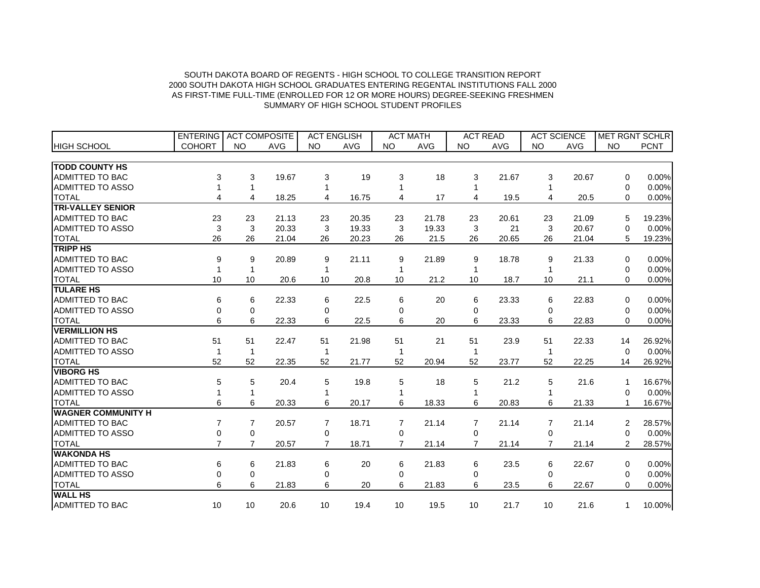SOUTH DAKOTA BOARD OF REGENTS - HIGH SCHOOL TO COLLEGE TRANSITION REPORT
2000 SOUTH DAKOTA HIGH SCHOOL GRADUATES ENTERING REGENTAL INSTITUTIONS FALL 2000
AS FIRST-TIME FULL-TIME (ENROLLED FOR 12 OR MORE HOURS) DEGREE-SEEKING FRESHMEN
SUMMARY OF HIGH SCHOOL STUDENT PROFILES

| | ENTERING | ACT COMPOSITE | | ACT ENGLISH | | ACT MATH | | ACT READ | | ACT SCIENCE | | MET RGNT SCHLR | |
|---|---|---|---|---|---|---|---|---|---|---|---|---|---|
| HIGH SCHOOL | COHORT | NO | AVG | NO | AVG | NO | AVG | NO | AVG | NO | AVG | NO | PCNT |
| **TODD COUNTY HS** | | | | | | | | | | | | | |
| ADMITTED TO BAC | 3 | 3 | 19.67 | 3 | 19 | 3 | 18 | 3 | 21.67 | 3 | 20.67 | 0 | 0.00% |
| ADMITTED TO ASSO | 1 | 1 | | 1 | | 1 | | 1 | | 1 | | 0 | 0.00% |
| TOTAL | 4 | 4 | 18.25 | 4 | 16.75 | 4 | 17 | 4 | 19.5 | 4 | 20.5 | 0 | 0.00% |
| **TRI-VALLEY SENIOR** | | | | | | | | | | | | | |
| ADMITTED TO BAC | 23 | 23 | 21.13 | 23 | 20.35 | 23 | 21.78 | 23 | 20.61 | 23 | 21.09 | 5 | 19.23% |
| ADMITTED TO ASSO | 3 | 3 | 20.33 | 3 | 19.33 | 3 | 19.33 | 3 | 21 | 3 | 20.67 | 0 | 0.00% |
| TOTAL | 26 | 26 | 21.04 | 26 | 20.23 | 26 | 21.5 | 26 | 20.65 | 26 | 21.04 | 5 | 19.23% |
| **TRIPP HS** | | | | | | | | | | | | | |
| ADMITTED TO BAC | 9 | 9 | 20.89 | 9 | 21.11 | 9 | 21.89 | 9 | 18.78 | 9 | 21.33 | 0 | 0.00% |
| ADMITTED TO ASSO | 1 | 1 | | 1 | | 1 | | 1 | | 1 | | 0 | 0.00% |
| TOTAL | 10 | 10 | 20.6 | 10 | 20.8 | 10 | 21.2 | 10 | 18.7 | 10 | 21.1 | 0 | 0.00% |
| **TULARE HS** | | | | | | | | | | | | | |
| ADMITTED TO BAC | 6 | 6 | 22.33 | 6 | 22.5 | 6 | 20 | 6 | 23.33 | 6 | 22.83 | 0 | 0.00% |
| ADMITTED TO ASSO | 0 | 0 | | 0 | | 0 | | 0 | | 0 | | 0 | 0.00% |
| TOTAL | 6 | 6 | 22.33 | 6 | 22.5 | 6 | 20 | 6 | 23.33 | 6 | 22.83 | 0 | 0.00% |
| **VERMILLION HS** | | | | | | | | | | | | | |
| ADMITTED TO BAC | 51 | 51 | 22.47 | 51 | 21.98 | 51 | 21 | 51 | 23.9 | 51 | 22.33 | 14 | 26.92% |
| ADMITTED TO ASSO | 1 | 1 | | 1 | | 1 | | 1 | | 1 | | 0 | 0.00% |
| TOTAL | 52 | 52 | 22.35 | 52 | 21.77 | 52 | 20.94 | 52 | 23.77 | 52 | 22.25 | 14 | 26.92% |
| **VIBORG HS** | | | | | | | | | | | | | |
| ADMITTED TO BAC | 5 | 5 | 20.4 | 5 | 19.8 | 5 | 18 | 5 | 21.2 | 5 | 21.6 | 1 | 16.67% |
| ADMITTED TO ASSO | 1 | 1 | | 1 | | 1 | | 1 | | 1 | | 0 | 0.00% |
| TOTAL | 6 | 6 | 20.33 | 6 | 20.17 | 6 | 18.33 | 6 | 20.83 | 6 | 21.33 | 1 | 16.67% |
| **WAGNER COMMUNITY H** | | | | | | | | | | | | | |
| ADMITTED TO BAC | 7 | 7 | 20.57 | 7 | 18.71 | 7 | 21.14 | 7 | 21.14 | 7 | 21.14 | 2 | 28.57% |
| ADMITTED TO ASSO | 0 | 0 | | 0 | | 0 | | 0 | | 0 | | 0 | 0.00% |
| TOTAL | 7 | 7 | 20.57 | 7 | 18.71 | 7 | 21.14 | 7 | 21.14 | 7 | 21.14 | 2 | 28.57% |
| **WAKONDA HS** | | | | | | | | | | | | | |
| ADMITTED TO BAC | 6 | 6 | 21.83 | 6 | 20 | 6 | 21.83 | 6 | 23.5 | 6 | 22.67 | 0 | 0.00% |
| ADMITTED TO ASSO | 0 | 0 | | 0 | | 0 | | 0 | | 0 | | 0 | 0.00% |
| TOTAL | 6 | 6 | 21.83 | 6 | 20 | 6 | 21.83 | 6 | 23.5 | 6 | 22.67 | 0 | 0.00% |
| **WALL HS** | | | | | | | | | | | | | |
| ADMITTED TO BAC | 10 | 10 | 20.6 | 10 | 19.4 | 10 | 19.5 | 10 | 21.7 | 10 | 21.6 | 1 | 10.00% |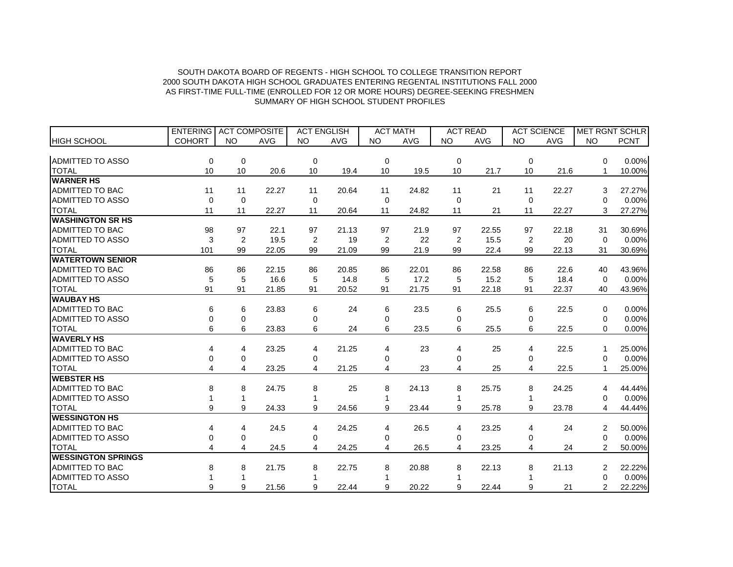SOUTH DAKOTA BOARD OF REGENTS - HIGH SCHOOL TO COLLEGE TRANSITION REPORT
2000 SOUTH DAKOTA HIGH SCHOOL GRADUATES ENTERING REGENTAL INSTITUTIONS FALL 2000
AS FIRST-TIME FULL-TIME (ENROLLED FOR 12 OR MORE HOURS) DEGREE-SEEKING FRESHMEN
SUMMARY OF HIGH SCHOOL STUDENT PROFILES

| | ENTERING | ACT COMPOSITE | | ACT ENGLISH | | ACT MATH | | ACT READ | | ACT SCIENCE | | MET RGNT SCHLR | |
|---|---|---|---|---|---|---|---|---|---|---|---|---|---|
| HIGH SCHOOL | COHORT | NO | AVG | NO | AVG | NO | AVG | NO | AVG | NO | AVG | NO | PCNT |
| ADMITTED TO ASSO | 0 | 0 | | 0 | | 0 | | 0 | | 0 | | 0 | 0.00% |
| TOTAL | 10 | 10 | 20.6 | 10 | 19.4 | 10 | 19.5 | 10 | 21.7 | 10 | 21.6 | 1 | 10.00% |
| **WARNER HS** | | | | | | | | | | | | | |
| ADMITTED TO BAC | 11 | 11 | 22.27 | 11 | 20.64 | 11 | 24.82 | 11 | 21 | 11 | 22.27 | 3 | 27.27% |
| ADMITTED TO ASSO | 0 | 0 | | 0 | | 0 | | 0 | | 0 | | 0 | 0.00% |
| TOTAL | 11 | 11 | 22.27 | 11 | 20.64 | 11 | 24.82 | 11 | 21 | 11 | 22.27 | 3 | 27.27% |
| **WASHINGTON SR HS** | | | | | | | | | | | | | |
| ADMITTED TO BAC | 98 | 97 | 22.1 | 97 | 21.13 | 97 | 21.9 | 97 | 22.55 | 97 | 22.18 | 31 | 30.69% |
| ADMITTED TO ASSO | 3 | 2 | 19.5 | 2 | 19 | 2 | 22 | 2 | 15.5 | 2 | 20 | 0 | 0.00% |
| TOTAL | 101 | 99 | 22.05 | 99 | 21.09 | 99 | 21.9 | 99 | 22.4 | 99 | 22.13 | 31 | 30.69% |
| **WATERTOWN SENIOR** | | | | | | | | | | | | | |
| ADMITTED TO BAC | 86 | 86 | 22.15 | 86 | 20.85 | 86 | 22.01 | 86 | 22.58 | 86 | 22.6 | 40 | 43.96% |
| ADMITTED TO ASSO | 5 | 5 | 16.6 | 5 | 14.8 | 5 | 17.2 | 5 | 15.2 | 5 | 18.4 | 0 | 0.00% |
| TOTAL | 91 | 91 | 21.85 | 91 | 20.52 | 91 | 21.75 | 91 | 22.18 | 91 | 22.37 | 40 | 43.96% |
| **WAUBAY HS** | | | | | | | | | | | | | |
| ADMITTED TO BAC | 6 | 6 | 23.83 | 6 | 24 | 6 | 23.5 | 6 | 25.5 | 6 | 22.5 | 0 | 0.00% |
| ADMITTED TO ASSO | 0 | 0 | | 0 | | 0 | | 0 | | 0 | | 0 | 0.00% |
| TOTAL | 6 | 6 | 23.83 | 6 | 24 | 6 | 23.5 | 6 | 25.5 | 6 | 22.5 | 0 | 0.00% |
| **WAVERLY HS** | | | | | | | | | | | | | |
| ADMITTED TO BAC | 4 | 4 | 23.25 | 4 | 21.25 | 4 | 23 | 4 | 25 | 4 | 22.5 | 1 | 25.00% |
| ADMITTED TO ASSO | 0 | 0 | | 0 | | 0 | | 0 | | 0 | | 0 | 0.00% |
| TOTAL | 4 | 4 | 23.25 | 4 | 21.25 | 4 | 23 | 4 | 25 | 4 | 22.5 | 1 | 25.00% |
| **WEBSTER HS** | | | | | | | | | | | | | |
| ADMITTED TO BAC | 8 | 8 | 24.75 | 8 | 25 | 8 | 24.13 | 8 | 25.75 | 8 | 24.25 | 4 | 44.44% |
| ADMITTED TO ASSO | 1 | 1 | | 1 | | 1 | | 1 | | 1 | | 0 | 0.00% |
| TOTAL | 9 | 9 | 24.33 | 9 | 24.56 | 9 | 23.44 | 9 | 25.78 | 9 | 23.78 | 4 | 44.44% |
| **WESSINGTON HS** | | | | | | | | | | | | | |
| ADMITTED TO BAC | 4 | 4 | 24.5 | 4 | 24.25 | 4 | 26.5 | 4 | 23.25 | 4 | 24 | 2 | 50.00% |
| ADMITTED TO ASSO | 0 | 0 | | 0 | | 0 | | 0 | | 0 | | 0 | 0.00% |
| TOTAL | 4 | 4 | 24.5 | 4 | 24.25 | 4 | 26.5 | 4 | 23.25 | 4 | 24 | 2 | 50.00% |
| **WESSINGTON SPRINGS** | | | | | | | | | | | | | |
| ADMITTED TO BAC | 8 | 8 | 21.75 | 8 | 22.75 | 8 | 20.88 | 8 | 22.13 | 8 | 21.13 | 2 | 22.22% |
| ADMITTED TO ASSO | 1 | 1 | | 1 | | 1 | | 1 | | 1 | | 0 | 0.00% |
| TOTAL | 9 | 9 | 21.56 | 9 | 22.44 | 9 | 20.22 | 9 | 22.44 | 9 | 21 | 2 | 22.22% |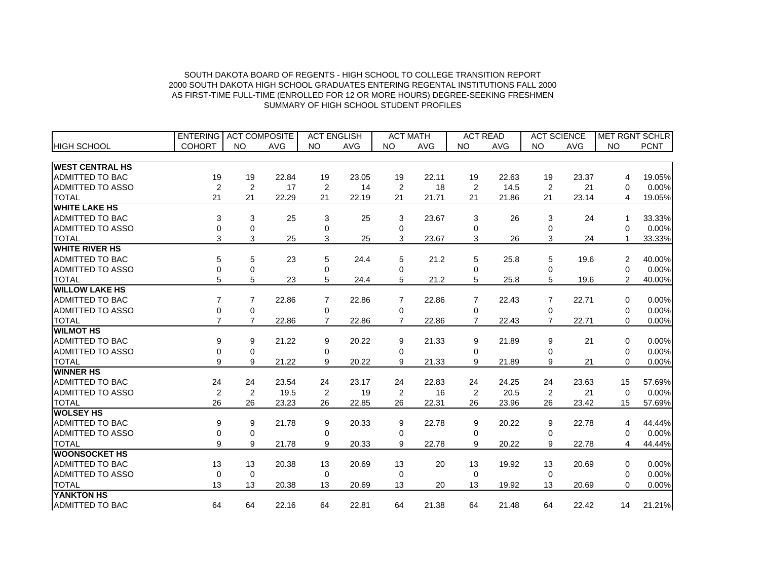SOUTH DAKOTA BOARD OF REGENTS - HIGH SCHOOL TO COLLEGE TRANSITION REPORT
2000 SOUTH DAKOTA HIGH SCHOOL GRADUATES ENTERING REGENTAL INSTITUTIONS FALL 2000
AS FIRST-TIME FULL-TIME (ENROLLED FOR 12 OR MORE HOURS) DEGREE-SEEKING FRESHMEN
SUMMARY OF HIGH SCHOOL STUDENT PROFILES

| | ENTERING | ACT COMPOSITE | | ACT ENGLISH | | ACT MATH | | ACT READ | | ACT SCIENCE | | MET RGNT SCHLR | |
|---|---|---|---|---|---|---|---|---|---|---|---|---|---|
| HIGH SCHOOL | COHORT | NO | AVG | NO | AVG | NO | AVG | NO | AVG | NO | AVG | NO | PCNT |
| **WEST CENTRAL HS** | | | | | | | | | | | | | |
| ADMITTED TO BAC | 19 | 19 | 22.84 | 19 | 23.05 | 19 | 22.11 | 19 | 22.63 | 19 | 23.37 | 4 | 19.05% |
| ADMITTED TO ASSO | 2 | 2 | 17 | 2 | 14 | 2 | 18 | 2 | 14.5 | 2 | 21 | 0 | 0.00% |
| TOTAL | 21 | 21 | 22.29 | 21 | 22.19 | 21 | 21.71 | 21 | 21.86 | 21 | 23.14 | 4 | 19.05% |
| **WHITE LAKE HS** | | | | | | | | | | | | | |
| ADMITTED TO BAC | 3 | 3 | 25 | 3 | 25 | 3 | 23.67 | 3 | 26 | 3 | 24 | 1 | 33.33% |
| ADMITTED TO ASSO | 0 | 0 | | 0 | | 0 | | 0 | | 0 | | 0 | 0.00% |
| TOTAL | 3 | 3 | 25 | 3 | 25 | 3 | 23.67 | 3 | 26 | 3 | 24 | 1 | 33.33% |
| **WHITE RIVER HS** | | | | | | | | | | | | | |
| ADMITTED TO BAC | 5 | 5 | 23 | 5 | 24.4 | 5 | 21.2 | 5 | 25.8 | 5 | 19.6 | 2 | 40.00% |
| ADMITTED TO ASSO | 0 | 0 | | 0 | | 0 | | 0 | | 0 | | 0 | 0.00% |
| TOTAL | 5 | 5 | 23 | 5 | 24.4 | 5 | 21.2 | 5 | 25.8 | 5 | 19.6 | 2 | 40.00% |
| **WILLOW LAKE HS** | | | | | | | | | | | | | |
| ADMITTED TO BAC | 7 | 7 | 22.86 | 7 | 22.86 | 7 | 22.86 | 7 | 22.43 | 7 | 22.71 | 0 | 0.00% |
| ADMITTED TO ASSO | 0 | 0 | | 0 | | 0 | | 0 | | 0 | | 0 | 0.00% |
| TOTAL | 7 | 7 | 22.86 | 7 | 22.86 | 7 | 22.86 | 7 | 22.43 | 7 | 22.71 | 0 | 0.00% |
| **WILMOT HS** | | | | | | | | | | | | | |
| ADMITTED TO BAC | 9 | 9 | 21.22 | 9 | 20.22 | 9 | 21.33 | 9 | 21.89 | 9 | 21 | 0 | 0.00% |
| ADMITTED TO ASSO | 0 | 0 | | 0 | | 0 | | 0 | | 0 | | 0 | 0.00% |
| TOTAL | 9 | 9 | 21.22 | 9 | 20.22 | 9 | 21.33 | 9 | 21.89 | 9 | 21 | 0 | 0.00% |
| **WINNER HS** | | | | | | | | | | | | | |
| ADMITTED TO BAC | 24 | 24 | 23.54 | 24 | 23.17 | 24 | 22.83 | 24 | 24.25 | 24 | 23.63 | 15 | 57.69% |
| ADMITTED TO ASSO | 2 | 2 | 19.5 | 2 | 19 | 2 | 16 | 2 | 20.5 | 2 | 21 | 0 | 0.00% |
| TOTAL | 26 | 26 | 23.23 | 26 | 22.85 | 26 | 22.31 | 26 | 23.96 | 26 | 23.42 | 15 | 57.69% |
| **WOLSEY HS** | | | | | | | | | | | | | |
| ADMITTED TO BAC | 9 | 9 | 21.78 | 9 | 20.33 | 9 | 22.78 | 9 | 20.22 | 9 | 22.78 | 4 | 44.44% |
| ADMITTED TO ASSO | 0 | 0 | | 0 | | 0 | | 0 | | 0 | | 0 | 0.00% |
| TOTAL | 9 | 9 | 21.78 | 9 | 20.33 | 9 | 22.78 | 9 | 20.22 | 9 | 22.78 | 4 | 44.44% |
| **WOONSOCKET HS** | | | | | | | | | | | | | |
| ADMITTED TO BAC | 13 | 13 | 20.38 | 13 | 20.69 | 13 | 20 | 13 | 19.92 | 13 | 20.69 | 0 | 0.00% |
| ADMITTED TO ASSO | 0 | 0 | | 0 | | 0 | | 0 | | 0 | | 0 | 0.00% |
| TOTAL | 13 | 13 | 20.38 | 13 | 20.69 | 13 | 20 | 13 | 19.92 | 13 | 20.69 | 0 | 0.00% |
| **YANKTON HS** | | | | | | | | | | | | | |
| ADMITTED TO BAC | 64 | 64 | 22.16 | 64 | 22.81 | 64 | 21.38 | 64 | 21.48 | 64 | 22.42 | 14 | 21.21% |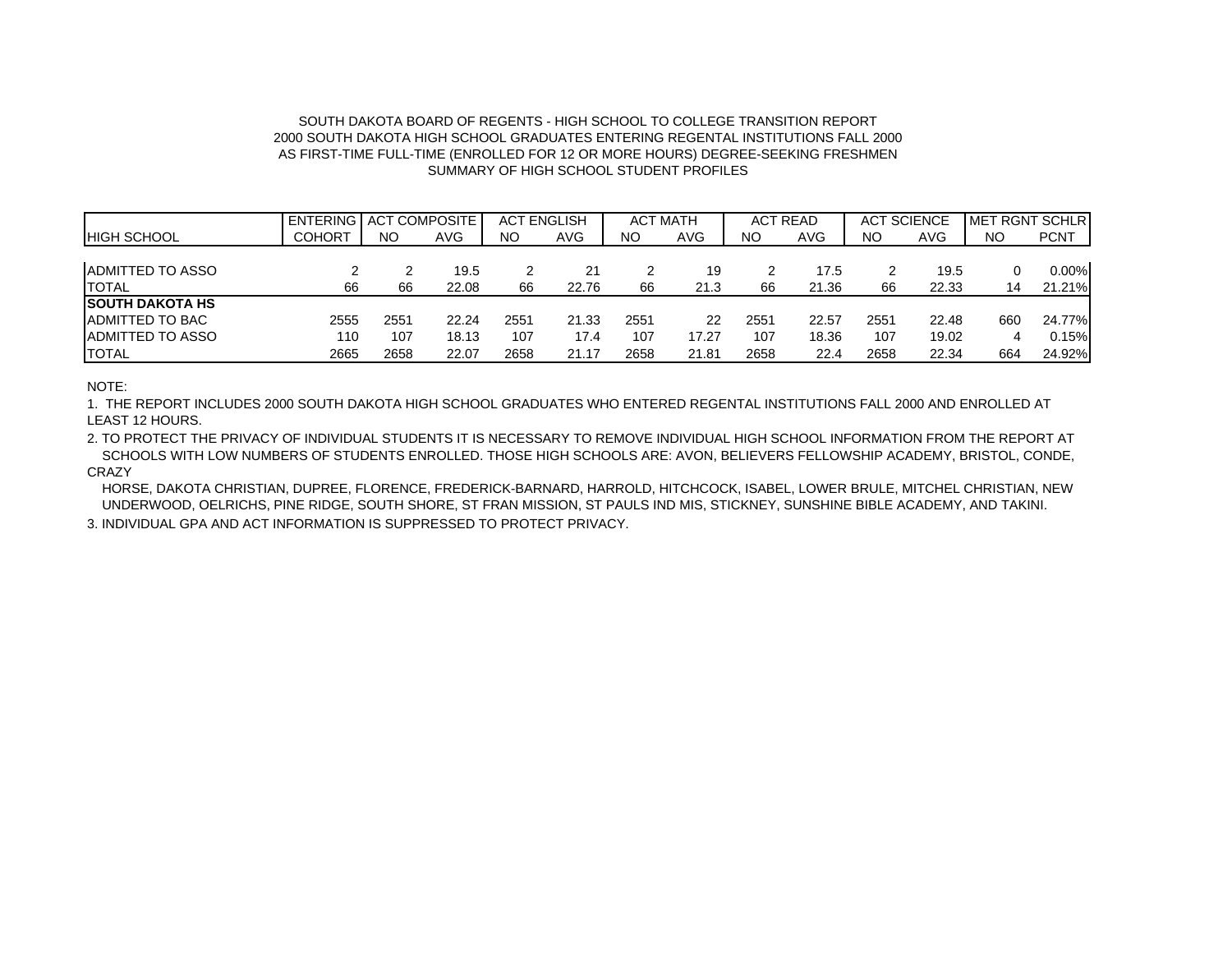SOUTH DAKOTA BOARD OF REGENTS - HIGH SCHOOL TO COLLEGE TRANSITION REPORT
2000 SOUTH DAKOTA HIGH SCHOOL GRADUATES ENTERING REGENTAL INSTITUTIONS FALL 2000
AS FIRST-TIME FULL-TIME (ENROLLED FOR 12 OR MORE HOURS) DEGREE-SEEKING FRESHMEN
SUMMARY OF HIGH SCHOOL STUDENT PROFILES

| | ENTERING | ACT COMPOSITE | | ACT ENGLISH | | ACT MATH | | ACT READ | | ACT SCIENCE | | MET RGNT SCHLR | |
|---|---|---|---|---|---|---|---|---|---|---|---|---|---|
| HIGH SCHOOL | COHORT | NO | AVG | NO | AVG | NO | AVG | NO | AVG | NO | AVG | NO | PCNT |
| ADMITTED TO ASSO | 2 | 2 | 19.5 | 2 | 21 | 2 | 19 | 2 | 17.5 | 2 | 19.5 | 0 | 0.00% |
| TOTAL | 66 | 66 | 22.08 | 66 | 22.76 | 66 | 21.3 | 66 | 21.36 | 66 | 22.33 | 14 | 21.21% |
| **SOUTH DAKOTA HS** | | | | | | | | | | | | | |
| ADMITTED TO BAC | 2555 | 2551 | 22.24 | 2551 | 21.33 | 2551 | 22 | 2551 | 22.57 | 2551 | 22.48 | 660 | 24.77% |
| ADMITTED TO ASSO | 110 | 107 | 18.13 | 107 | 17.4 | 107 | 17.27 | 107 | 18.36 | 107 | 19.02 | 4 | 0.15% |
| TOTAL | 2665 | 2658 | 22.07 | 2658 | 21.17 | 2658 | 21.81 | 2658 | 22.4 | 2658 | 22.34 | 664 | 24.92% |

NOTE:

1. THE REPORT INCLUDES 2000 SOUTH DAKOTA HIGH SCHOOL GRADUATES WHO ENTERED REGENTAL INSTITUTIONS FALL 2000 AND ENROLLED AT LEAST 12 HOURS.

2. TO PROTECT THE PRIVACY OF INDIVIDUAL STUDENTS IT IS NECESSARY TO REMOVE INDIVIDUAL HIGH SCHOOL INFORMATION FROM THE REPORT AT SCHOOLS WITH LOW NUMBERS OF STUDENTS ENROLLED. THOSE HIGH SCHOOLS ARE: AVON, BELIEVERS FELLOWSHIP ACADEMY, BRISTOL, CONDE, CRAZY HORSE, DAKOTA CHRISTIAN, DUPREE, FLORENCE, FREDERICK-BARNARD, HARROLD, HITCHCOCK, ISABEL, LOWER BRULE, MITCHEL CHRISTIAN, NEW UNDERWOOD, OELRICHS, PINE RIDGE, SOUTH SHORE, ST FRAN MISSION, ST PAULS IND MIS, STICKNEY, SUNSHINE BIBLE ACADEMY, AND TAKINI.

3. INDIVIDUAL GPA AND ACT INFORMATION IS SUPPRESSED TO PROTECT PRIVACY.